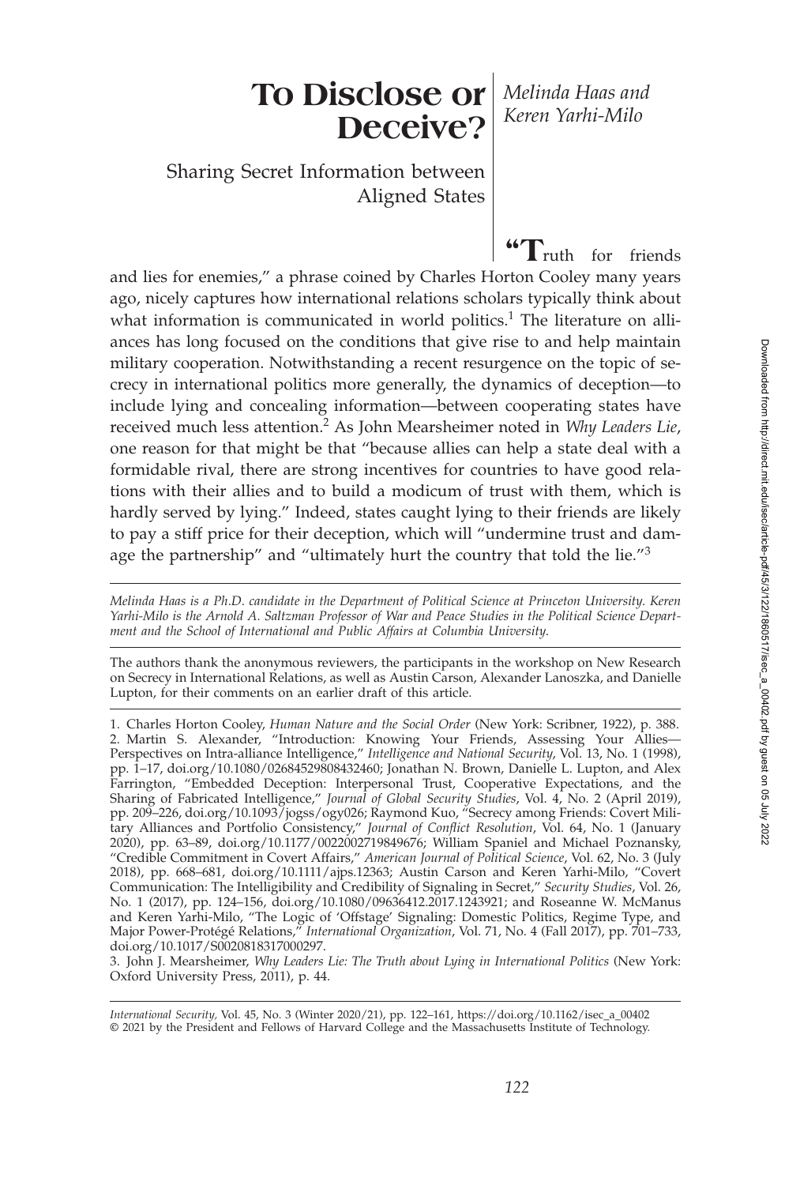# To Disclose or Deceive?

## Sharing Secret Information between Aligned States

*Melinda Haas and Keren Yarhi-Milo*

"Truth for friends and lies for enemies," a phrase coined by Charles Horton Cooley many years ago, nicely captures how international relations scholars typically think about what information is communicated in world politics.[1] The literature on alliances has long focused on the conditions that give rise to and help maintain military cooperation. Notwithstanding a recent resurgence on the topic of secrecy in international politics more generally, the dynamics of deception—to include lying and concealing information—between cooperating states have received much less attention.[2] As John Mearsheimer noted in *Why Leaders Lie*, one reason for that might be that "because allies can help a state deal with a formidable rival, there are strong incentives for countries to have good relations with their allies and to build a modicum of trust with them, which is hardly served by lying." Indeed, states caught lying to their friends are likely to pay a stiff price for their deception, which will "undermine trust and damage the partnership" and "ultimately hurt the country that told the lie."[3]

---

*Melinda Haas is a Ph.D. candidate in the Department of Political Science at Princeton University. Keren Yarhi-Milo is the Arnold A. Saltzman Professor of War and Peace Studies in the Political Science Department and the School of International and Public Affairs at Columbia University.*

The authors thank the anonymous reviewers, the participants in the workshop on New Research on Secrecy in International Relations, as well as Austin Carson, Alexander Lanoszka, and Danielle Lupton, for their comments on an earlier draft of this article.

---

1. Charles Horton Cooley, *Human Nature and the Social Order* (New York: Scribner, 1922), p. 388.
2. Martin S. Alexander, "Introduction: Knowing Your Friends, Assessing Your Allies—Perspectives on Intra-alliance Intelligence," *Intelligence and National Security*, Vol. 13, No. 1 (1998), pp. 1–17, doi.org/10.1080/02684529808432460; Jonathan N. Brown, Danielle L. Lupton, and Alex Farrington, "Embedded Deception: Interpersonal Trust, Cooperative Expectations, and the Sharing of Fabricated Intelligence," *Journal of Global Security Studies*, Vol. 4, No. 2 (April 2019), pp. 209–226, doi.org/10.1093/jogss/ogy026; Raymond Kuo, "Secrecy among Friends: Covert Military Alliances and Portfolio Consistency," *Journal of Conflict Resolution*, Vol. 64, No. 1 (January 2020), pp. 63–89, doi.org/10.1177/0022002719849676; William Spaniel and Michael Poznansky, "Credible Commitment in Covert Affairs," *American Journal of Political Science*, Vol. 62, No. 3 (July 2018), pp. 668–681, doi.org/10.1111/ajps.12363; Austin Carson and Keren Yarhi-Milo, "Covert Communication: The Intelligibility and Credibility of Signaling in Secret," *Security Studies*, Vol. 26, No. 1 (2017), pp. 124–156, doi.org/10.1080/09636412.2017.1243921; and Roseanne W. McManus and Keren Yarhi-Milo, "The Logic of 'Offstage' Signaling: Domestic Politics, Regime Type, and Major Power-Protégé Relations," *International Organization*, Vol. 71, No. 4 (Fall 2017), pp. 701–733, doi.org/10.1017/S0020818317000297.
3. John J. Mearsheimer, *Why Leaders Lie: The Truth about Lying in International Politics* (New York: Oxford University Press, 2011), p. 44.

---

*International Security*, Vol. 45, No. 3 (Winter 2020/21), pp. 122–161, https://doi.org/10.1162/isec_a_00402
© 2021 by the President and Fellows of Harvard College and the Massachusetts Institute of Technology.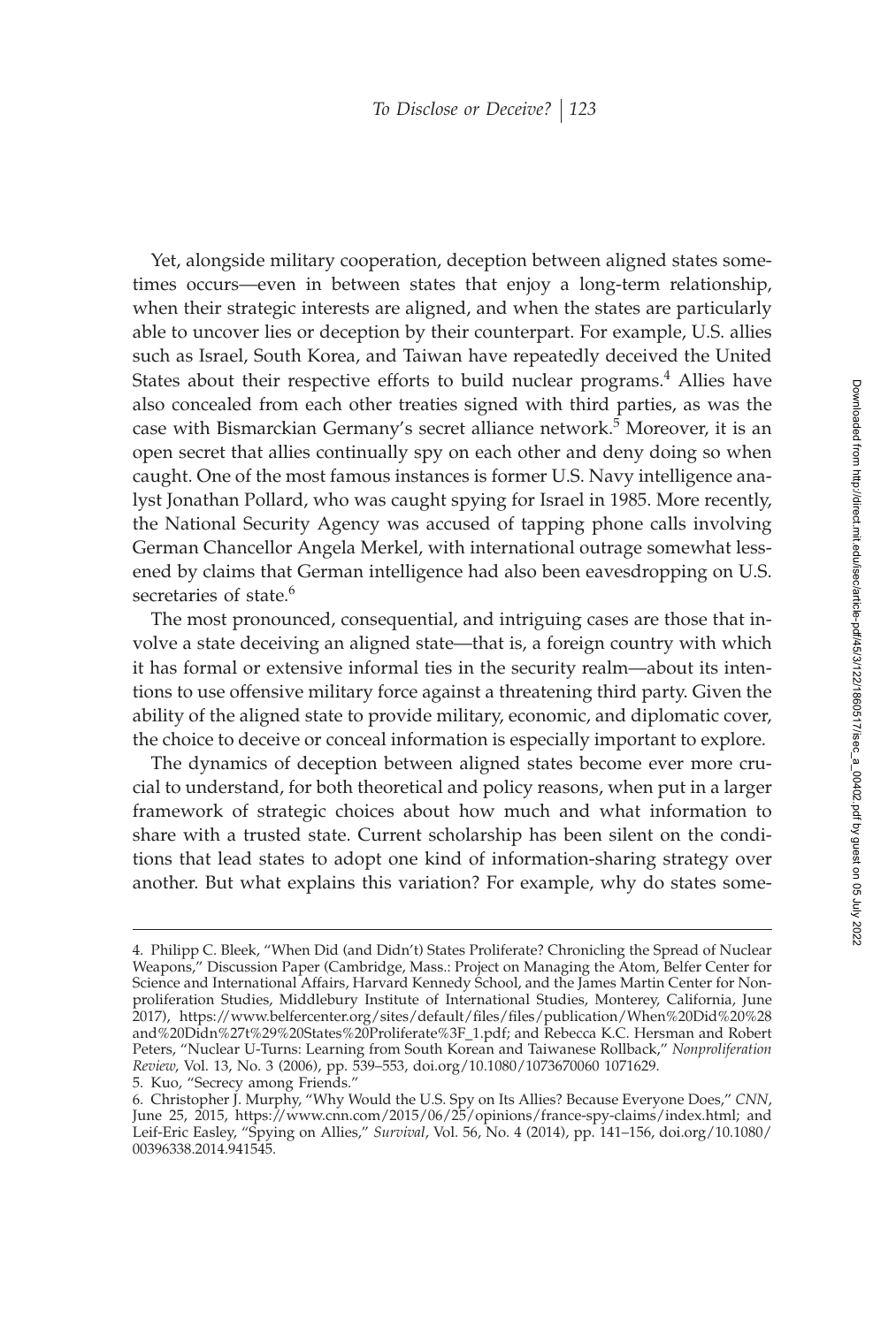Yet, alongside military cooperation, deception between aligned states sometimes occurs—even in between states that enjoy a long-term relationship, when their strategic interests are aligned, and when the states are particularly able to uncover lies or deception by their counterpart. For example, U.S. allies such as Israel, South Korea, and Taiwan have repeatedly deceived the United States about their respective efforts to build nuclear programs.[4] Allies have also concealed from each other treaties signed with third parties, as was the case with Bismarckian Germany's secret alliance network.[5] Moreover, it is an open secret that allies continually spy on each other and deny doing so when caught. One of the most famous instances is former U.S. Navy intelligence analyst Jonathan Pollard, who was caught spying for Israel in 1985. More recently, the National Security Agency was accused of tapping phone calls involving German Chancellor Angela Merkel, with international outrage somewhat lessened by claims that German intelligence had also been eavesdropping on U.S. secretaries of state.[6]

The most pronounced, consequential, and intriguing cases are those that involve a state deceiving an aligned state—that is, a foreign country with which it has formal or extensive informal ties in the security realm—about its intentions to use offensive military force against a threatening third party. Given the ability of the aligned state to provide military, economic, and diplomatic cover, the choice to deceive or conceal information is especially important to explore.

The dynamics of deception between aligned states become ever more crucial to understand, for both theoretical and policy reasons, when put in a larger framework of strategic choices about how much and what information to share with a trusted state. Current scholarship has been silent on the conditions that lead states to adopt one kind of information-sharing strategy over another. But what explains this variation? For example, why do states some-

4. Philipp C. Bleek, "When Did (and Didn't) States Proliferate? Chronicling the Spread of Nuclear Weapons," Discussion Paper (Cambridge, Mass.: Project on Managing the Atom, Belfer Center for Science and International Affairs, Harvard Kennedy School, and the James Martin Center for Nonproliferation Studies, Middlebury Institute of International Studies, Monterey, California, June 2017), https://www.belfercenter.org/sites/default/files/files/publication/When%20Did%20%28and%20Didn%27t%29%20States%20Proliferate%3F_1.pdf; and Rebecca K.C. Hersman and Robert Peters, "Nuclear U-Turns: Learning from South Korean and Taiwanese Rollback," *Nonproliferation Review*, Vol. 13, No. 3 (2006), pp. 539–553, doi.org/10.1080/1073670060 1071629.

5. Kuo, "Secrecy among Friends."

6. Christopher J. Murphy, "Why Would the U.S. Spy on Its Allies? Because Everyone Does," *CNN*, June 25, 2015, https://www.cnn.com/2015/06/25/opinions/france-spy-claims/index.html; and Leif-Eric Easley, "Spying on Allies," *Survival*, Vol. 56, No. 4 (2014), pp. 141–156, doi.org/10.1080/00396338.2014.941545.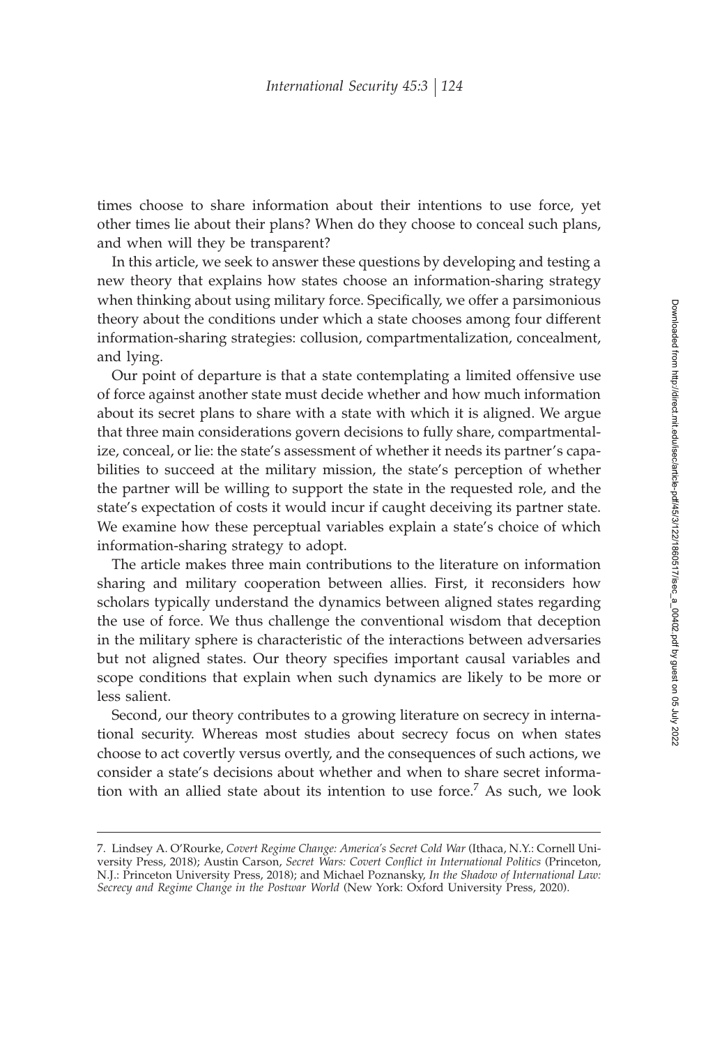times choose to share information about their intentions to use force, yet other times lie about their plans? When do they choose to conceal such plans, and when will they be transparent?

In this article, we seek to answer these questions by developing and testing a new theory that explains how states choose an information-sharing strategy when thinking about using military force. Specifically, we offer a parsimonious theory about the conditions under which a state chooses among four different information-sharing strategies: collusion, compartmentalization, concealment, and lying.

Our point of departure is that a state contemplating a limited offensive use of force against another state must decide whether and how much information about its secret plans to share with a state with which it is aligned. We argue that three main considerations govern decisions to fully share, compartmentalize, conceal, or lie: the state's assessment of whether it needs its partner's capabilities to succeed at the military mission, the state's perception of whether the partner will be willing to support the state in the requested role, and the state's expectation of costs it would incur if caught deceiving its partner state. We examine how these perceptual variables explain a state's choice of which information-sharing strategy to adopt.

The article makes three main contributions to the literature on information sharing and military cooperation between allies. First, it reconsiders how scholars typically understand the dynamics between aligned states regarding the use of force. We thus challenge the conventional wisdom that deception in the military sphere is characteristic of the interactions between adversaries but not aligned states. Our theory specifies important causal variables and scope conditions that explain when such dynamics are likely to be more or less salient.

Second, our theory contributes to a growing literature on secrecy in international security. Whereas most studies about secrecy focus on when states choose to act covertly versus overtly, and the consequences of such actions, we consider a state's decisions about whether and when to share secret information with an allied state about its intention to use force.[7] As such, we look

7. Lindsey A. O'Rourke, *Covert Regime Change: America's Secret Cold War* (Ithaca, N.Y.: Cornell University Press, 2018); Austin Carson, *Secret Wars: Covert Conflict in International Politics* (Princeton, N.J.: Princeton University Press, 2018); and Michael Poznansky, *In the Shadow of International Law: Secrecy and Regime Change in the Postwar World* (New York: Oxford University Press, 2020).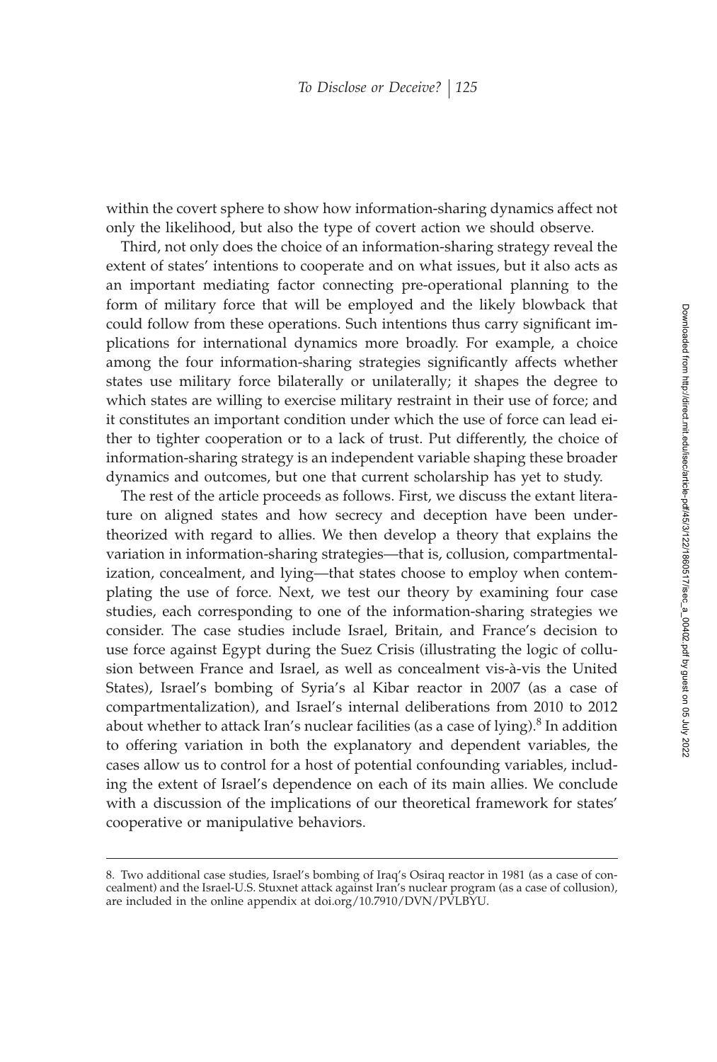within the covert sphere to show how information-sharing dynamics affect not only the likelihood, but also the type of covert action we should observe.

Third, not only does the choice of an information-sharing strategy reveal the extent of states' intentions to cooperate and on what issues, but it also acts as an important mediating factor connecting pre-operational planning to the form of military force that will be employed and the likely blowback that could follow from these operations. Such intentions thus carry significant implications for international dynamics more broadly. For example, a choice among the four information-sharing strategies significantly affects whether states use military force bilaterally or unilaterally; it shapes the degree to which states are willing to exercise military restraint in their use of force; and it constitutes an important condition under which the use of force can lead either to tighter cooperation or to a lack of trust. Put differently, the choice of information-sharing strategy is an independent variable shaping these broader dynamics and outcomes, but one that current scholarship has yet to study.

The rest of the article proceeds as follows. First, we discuss the extant literature on aligned states and how secrecy and deception have been undertheorized with regard to allies. We then develop a theory that explains the variation in information-sharing strategies—that is, collusion, compartmentalization, concealment, and lying—that states choose to employ when contemplating the use of force. Next, we test our theory by examining four case studies, each corresponding to one of the information-sharing strategies we consider. The case studies include Israel, Britain, and France's decision to use force against Egypt during the Suez Crisis (illustrating the logic of collusion between France and Israel, as well as concealment vis-à-vis the United States), Israel's bombing of Syria's al Kibar reactor in 2007 (as a case of compartmentalization), and Israel's internal deliberations from 2010 to 2012 about whether to attack Iran's nuclear facilities (as a case of lying).[8] In addition to offering variation in both the explanatory and dependent variables, the cases allow us to control for a host of potential confounding variables, including the extent of Israel's dependence on each of its main allies. We conclude with a discussion of the implications of our theoretical framework for states' cooperative or manipulative behaviors.

8. Two additional case studies, Israel's bombing of Iraq's Osiraq reactor in 1981 (as a case of concealment) and the Israel-U.S. Stuxnet attack against Iran's nuclear program (as a case of collusion), are included in the online appendix at doi.org/10.7910/DVN/PVLBYU.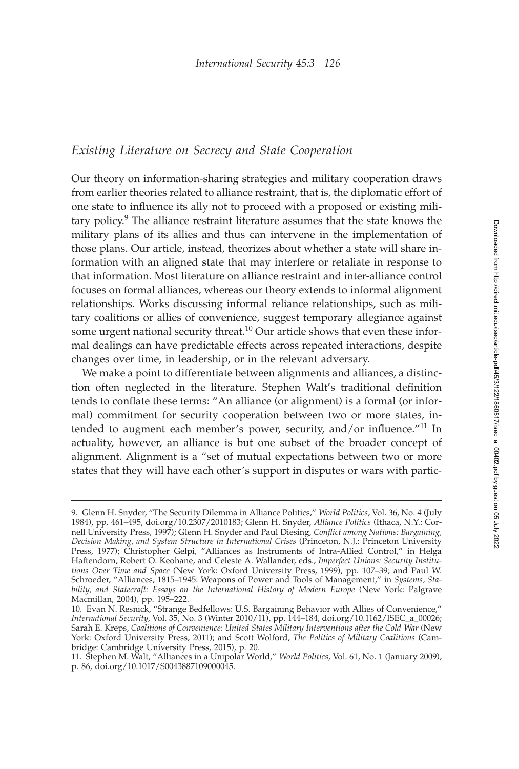## *Existing Literature on Secrecy and State Cooperation*

Our theory on information-sharing strategies and military cooperation draws from earlier theories related to alliance restraint, that is, the diplomatic effort of one state to influence its ally not to proceed with a proposed or existing military policy.[9] The alliance restraint literature assumes that the state knows the military plans of its allies and thus can intervene in the implementation of those plans. Our article, instead, theorizes about whether a state will share information with an aligned state that may interfere or retaliate in response to that information. Most literature on alliance restraint and inter-alliance control focuses on formal alliances, whereas our theory extends to informal alignment relationships. Works discussing informal reliance relationships, such as military coalitions or allies of convenience, suggest temporary allegiance against some urgent national security threat.[10] Our article shows that even these informal dealings can have predictable effects across repeated interactions, despite changes over time, in leadership, or in the relevant adversary.

We make a point to differentiate between alignments and alliances, a distinction often neglected in the literature. Stephen Walt's traditional definition tends to conflate these terms: "An alliance (or alignment) is a formal (or informal) commitment for security cooperation between two or more states, intended to augment each member's power, security, and/or influence."[11] In actuality, however, an alliance is but one subset of the broader concept of alignment. Alignment is a "set of mutual expectations between two or more states that they will have each other's support in disputes or wars with partic-

---

9. Glenn H. Snyder, "The Security Dilemma in Alliance Politics," *World Politics*, Vol. 36, No. 4 (July 1984), pp. 461–495, doi.org/10.2307/2010183; Glenn H. Snyder, *Alliance Politics* (Ithaca, N.Y.: Cornell University Press, 1997); Glenn H. Snyder and Paul Diesing, *Conflict among Nations: Bargaining, Decision Making, and System Structure in International Crises* (Princeton, N.J.: Princeton University Press, 1977); Christopher Gelpi, "Alliances as Instruments of Intra-Allied Control," in Helga Haftendorn, Robert O. Keohane, and Celeste A. Wallander, eds., *Imperfect Unions: Security Institutions Over Time and Space* (New York: Oxford University Press, 1999), pp. 107–39; and Paul W. Schroeder, "Alliances, 1815–1945: Weapons of Power and Tools of Management," in *Systems, Stability, and Statecraft: Essays on the International History of Modern Europe* (New York: Palgrave Macmillan, 2004), pp. 195–222.

10. Evan N. Resnick, "Strange Bedfellows: U.S. Bargaining Behavior with Allies of Convenience," *International Security*, Vol. 35, No. 3 (Winter 2010/11), pp. 144–184, doi.org/10.1162/ISEC_a_00026; Sarah E. Kreps, *Coalitions of Convenience: United States Military Interventions after the Cold War* (New York: Oxford University Press, 2011); and Scott Wolford, *The Politics of Military Coalitions* (Cambridge: Cambridge University Press, 2015), p. 20.

11. Stephen M. Walt, "Alliances in a Unipolar World," *World Politics*, Vol. 61, No. 1 (January 2009), p. 86, doi.org/10.1017/S0043887109000045.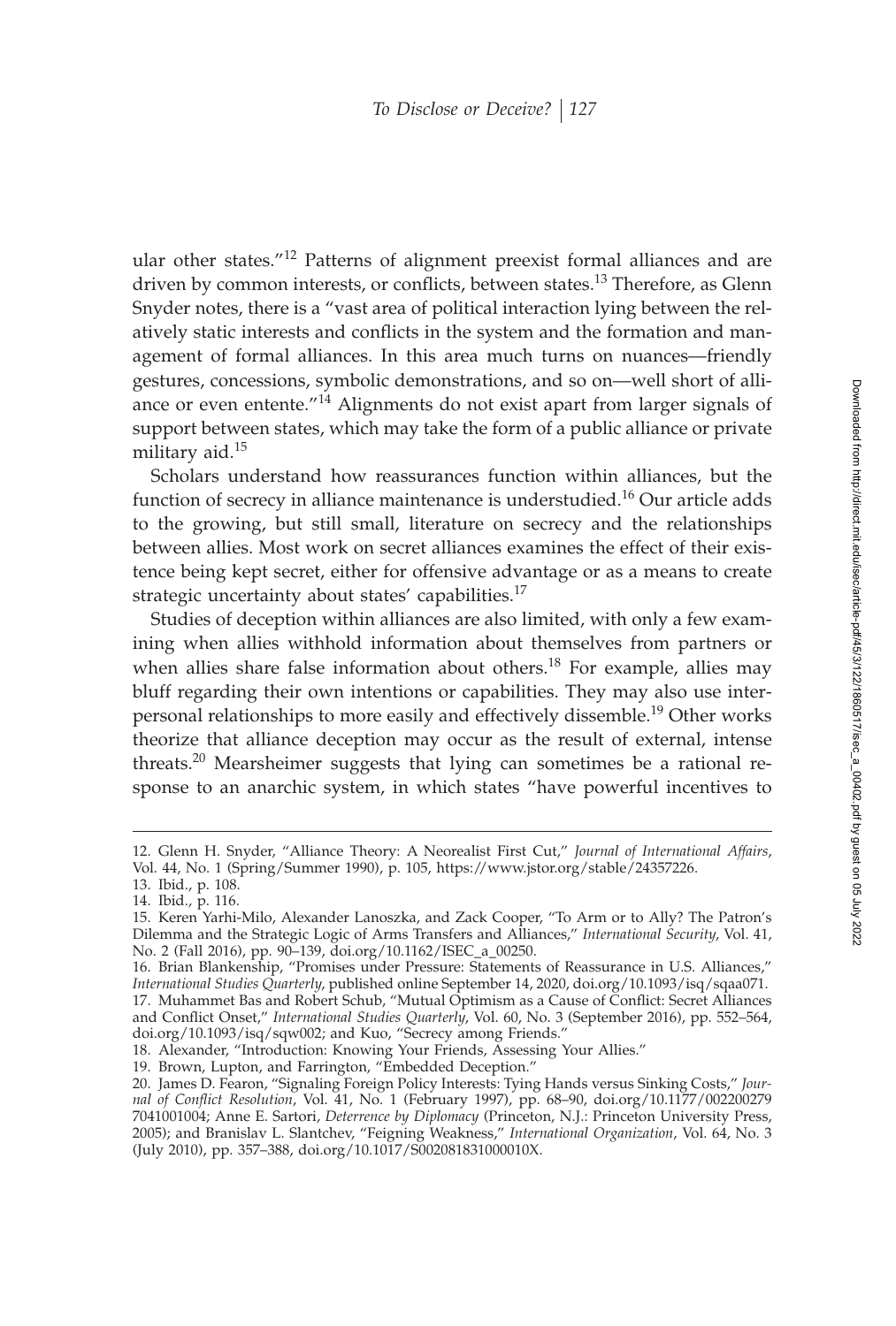ular other states."[12] Patterns of alignment preexist formal alliances and are driven by common interests, or conflicts, between states.[13] Therefore, as Glenn Snyder notes, there is a "vast area of political interaction lying between the relatively static interests and conflicts in the system and the formation and management of formal alliances. In this area much turns on nuances—friendly gestures, concessions, symbolic demonstrations, and so on—well short of alliance or even entente."[14] Alignments do not exist apart from larger signals of support between states, which may take the form of a public alliance or private military aid.[15]

Scholars understand how reassurances function within alliances, but the function of secrecy in alliance maintenance is understudied.[16] Our article adds to the growing, but still small, literature on secrecy and the relationships between allies. Most work on secret alliances examines the effect of their existence being kept secret, either for offensive advantage or as a means to create strategic uncertainty about states' capabilities.[17]

Studies of deception within alliances are also limited, with only a few examining when allies withhold information about themselves from partners or when allies share false information about others.[18] For example, allies may bluff regarding their own intentions or capabilities. They may also use interpersonal relationships to more easily and effectively dissemble.[19] Other works theorize that alliance deception may occur as the result of external, intense threats.[20] Mearsheimer suggests that lying can sometimes be a rational response to an anarchic system, in which states "have powerful incentives to

12. Glenn H. Snyder, "Alliance Theory: A Neorealist First Cut," *Journal of International Affairs*, Vol. 44, No. 1 (Spring/Summer 1990), p. 105, https://www.jstor.org/stable/24357226.
13. Ibid., p. 108.
14. Ibid., p. 116.
15. Keren Yarhi-Milo, Alexander Lanoszka, and Zack Cooper, "To Arm or to Ally? The Patron's Dilemma and the Strategic Logic of Arms Transfers and Alliances," *International Security*, Vol. 41, No. 2 (Fall 2016), pp. 90–139, doi.org/10.1162/ISEC_a_00250.
16. Brian Blankenship, "Promises under Pressure: Statements of Reassurance in U.S. Alliances," *International Studies Quarterly*, published online September 14, 2020, doi.org/10.1093/isq/sqaa071.
17. Muhammet Bas and Robert Schub, "Mutual Optimism as a Cause of Conflict: Secret Alliances and Conflict Onset," *International Studies Quarterly*, Vol. 60, No. 3 (September 2016), pp. 552–564, doi.org/10.1093/isq/sqw002; and Kuo, "Secrecy among Friends."
18. Alexander, "Introduction: Knowing Your Friends, Assessing Your Allies."
19. Brown, Lupton, and Farrington, "Embedded Deception."
20. James D. Fearon, "Signaling Foreign Policy Interests: Tying Hands versus Sinking Costs," *Journal of Conflict Resolution*, Vol. 41, No. 1 (February 1997), pp. 68–90, doi.org/10.1177/0022002797041001004; Anne E. Sartori, *Deterrence by Diplomacy* (Princeton, N.J.: Princeton University Press, 2005); and Branislav L. Slantchev, "Feigning Weakness," *International Organization*, Vol. 64, No. 3 (July 2010), pp. 357–388, doi.org/10.1017/S002081831000010X.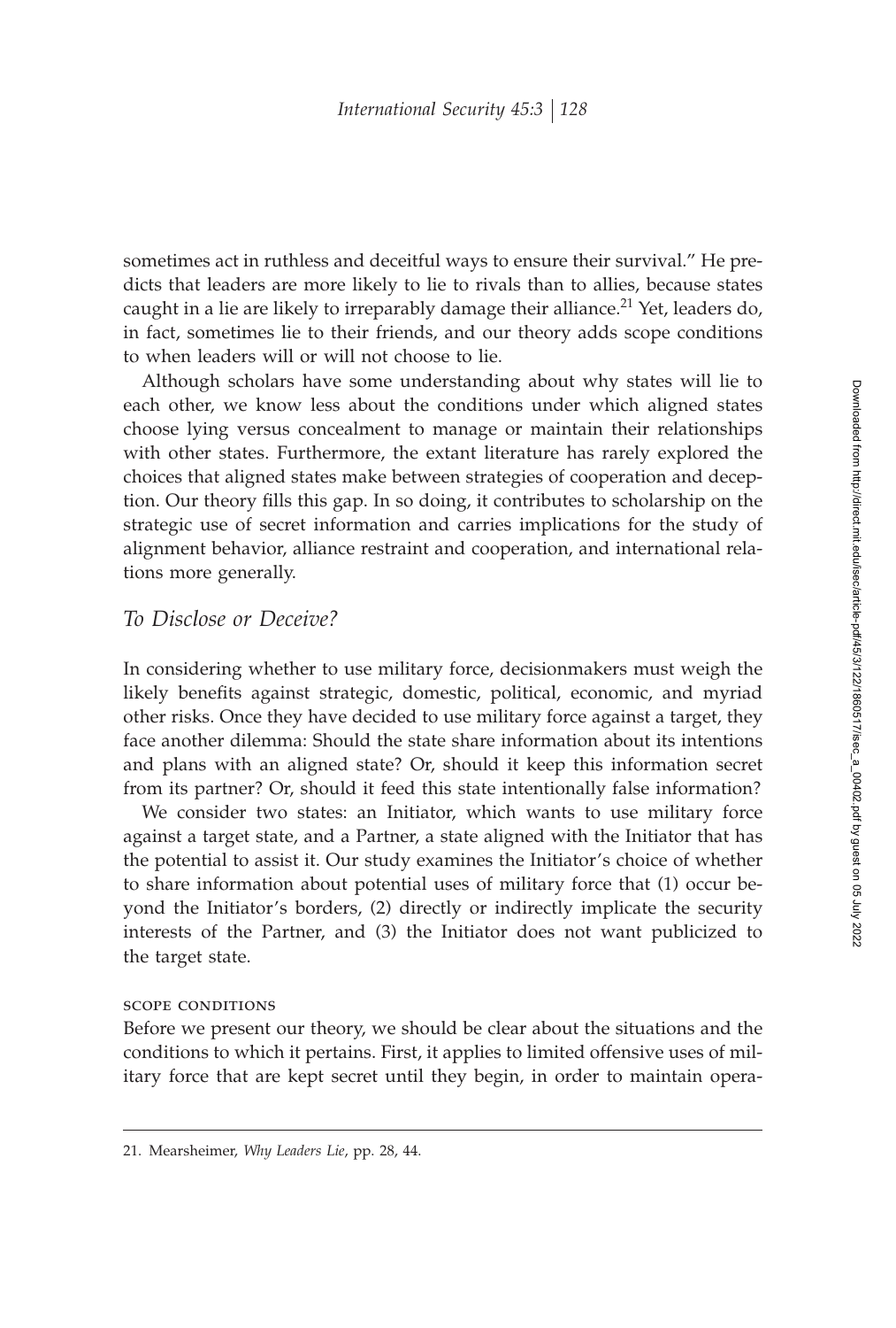sometimes act in ruthless and deceitful ways to ensure their survival." He predicts that leaders are more likely to lie to rivals than to allies, because states caught in a lie are likely to irreparably damage their alliance.[21] Yet, leaders do, in fact, sometimes lie to their friends, and our theory adds scope conditions to when leaders will or will not choose to lie.

Although scholars have some understanding about why states will lie to each other, we know less about the conditions under which aligned states choose lying versus concealment to manage or maintain their relationships with other states. Furthermore, the extant literature has rarely explored the choices that aligned states make between strategies of cooperation and deception. Our theory fills this gap. In so doing, it contributes to scholarship on the strategic use of secret information and carries implications for the study of alignment behavior, alliance restraint and cooperation, and international relations more generally.

## *To Disclose or Deceive?*

In considering whether to use military force, decisionmakers must weigh the likely benefits against strategic, domestic, political, economic, and myriad other risks. Once they have decided to use military force against a target, they face another dilemma: Should the state share information about its intentions and plans with an aligned state? Or, should it keep this information secret from its partner? Or, should it feed this state intentionally false information?

We consider two states: an Initiator, which wants to use military force against a target state, and a Partner, a state aligned with the Initiator that has the potential to assist it. Our study examines the Initiator's choice of whether to share information about potential uses of military force that (1) occur beyond the Initiator's borders, (2) directly or indirectly implicate the security interests of the Partner, and (3) the Initiator does not want publicized to the target state.

### scope conditions

Before we present our theory, we should be clear about the situations and the conditions to which it pertains. First, it applies to limited offensive uses of military force that are kept secret until they begin, in order to maintain opera-

21. Mearsheimer, *Why Leaders Lie*, pp. 28, 44.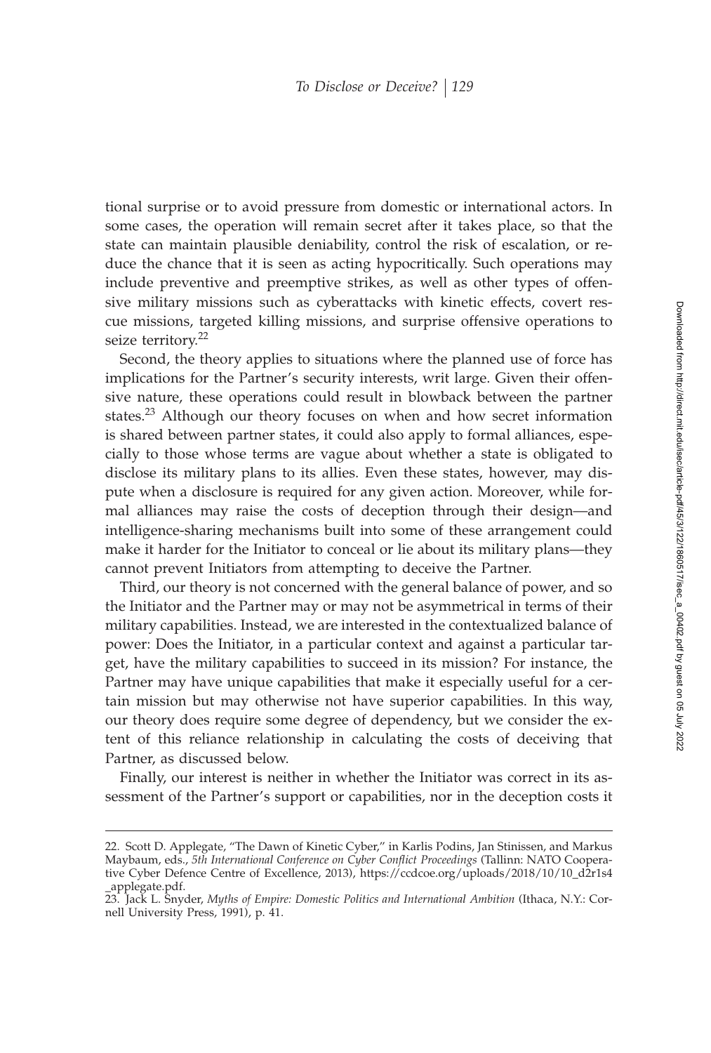tional surprise or to avoid pressure from domestic or international actors. In some cases, the operation will remain secret after it takes place, so that the state can maintain plausible deniability, control the risk of escalation, or reduce the chance that it is seen as acting hypocritically. Such operations may include preventive and preemptive strikes, as well as other types of offensive military missions such as cyberattacks with kinetic effects, covert rescue missions, targeted killing missions, and surprise offensive operations to seize territory.[22]

Second, the theory applies to situations where the planned use of force has implications for the Partner's security interests, writ large. Given their offensive nature, these operations could result in blowback between the partner states.[23] Although our theory focuses on when and how secret information is shared between partner states, it could also apply to formal alliances, especially to those whose terms are vague about whether a state is obligated to disclose its military plans to its allies. Even these states, however, may dispute when a disclosure is required for any given action. Moreover, while formal alliances may raise the costs of deception through their design—and intelligence-sharing mechanisms built into some of these arrangement could make it harder for the Initiator to conceal or lie about its military plans—they cannot prevent Initiators from attempting to deceive the Partner.

Third, our theory is not concerned with the general balance of power, and so the Initiator and the Partner may or may not be asymmetrical in terms of their military capabilities. Instead, we are interested in the contextualized balance of power: Does the Initiator, in a particular context and against a particular target, have the military capabilities to succeed in its mission? For instance, the Partner may have unique capabilities that make it especially useful for a certain mission but may otherwise not have superior capabilities. In this way, our theory does require some degree of dependency, but we consider the extent of this reliance relationship in calculating the costs of deceiving that Partner, as discussed below.

Finally, our interest is neither in whether the Initiator was correct in its assessment of the Partner's support or capabilities, nor in the deception costs it

---

22. Scott D. Applegate, "The Dawn of Kinetic Cyber," in Karlis Podins, Jan Stinissen, and Markus Maybaum, eds., *5th International Conference on Cyber Conflict Proceedings* (Tallinn: NATO Cooperative Cyber Defence Centre of Excellence, 2013), https://ccdcoe.org/uploads/2018/10/10_d2r1s4_applegate.pdf.

23. Jack L. Snyder, *Myths of Empire: Domestic Politics and International Ambition* (Ithaca, N.Y.: Cornell University Press, 1991), p. 41.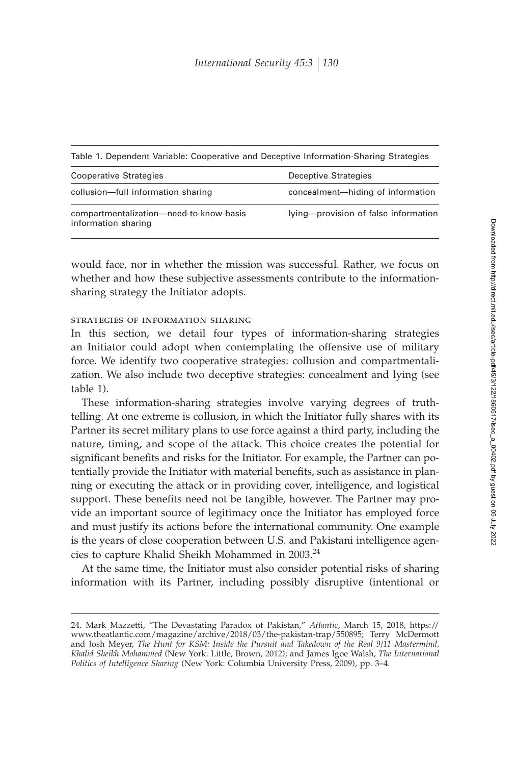Table 1. Dependent Variable: Cooperative and Deceptive Information-Sharing Strategies

| Cooperative Strategies | Deceptive Strategies |
|---|---|
| collusion—full information sharing | concealment—hiding of information |
| compartmentalization—need-to-know-basis information sharing | lying—provision of false information |

would face, nor in whether the mission was successful. Rather, we focus on whether and how these subjective assessments contribute to the information-sharing strategy the Initiator adopts.

### strategies of information sharing

In this section, we detail four types of information-sharing strategies an Initiator could adopt when contemplating the offensive use of military force. We identify two cooperative strategies: collusion and compartmentalization. We also include two deceptive strategies: concealment and lying (see table 1).

These information-sharing strategies involve varying degrees of truth-telling. At one extreme is collusion, in which the Initiator fully shares with its Partner its secret military plans to use force against a third party, including the nature, timing, and scope of the attack. This choice creates the potential for significant benefits and risks for the Initiator. For example, the Partner can potentially provide the Initiator with material benefits, such as assistance in planning or executing the attack or in providing cover, intelligence, and logistical support. These benefits need not be tangible, however. The Partner may provide an important source of legitimacy once the Initiator has employed force and must justify its actions before the international community. One example is the years of close cooperation between U.S. and Pakistani intelligence agencies to capture Khalid Sheikh Mohammed in 2003.[24]

At the same time, the Initiator must also consider potential risks of sharing information with its Partner, including possibly disruptive (intentional or

24. Mark Mazzetti, "The Devastating Paradox of Pakistan," *Atlantic*, March 15, 2018, https://www.theatlantic.com/magazine/archive/2018/03/the-pakistan-trap/550895; Terry McDermott and Josh Meyer, *The Hunt for KSM: Inside the Pursuit and Takedown of the Real 9/11 Mastermind, Khalid Sheikh Mohammed* (New York: Little, Brown, 2012); and James Igoe Walsh, *The International Politics of Intelligence Sharing* (New York: Columbia University Press, 2009), pp. 3–4.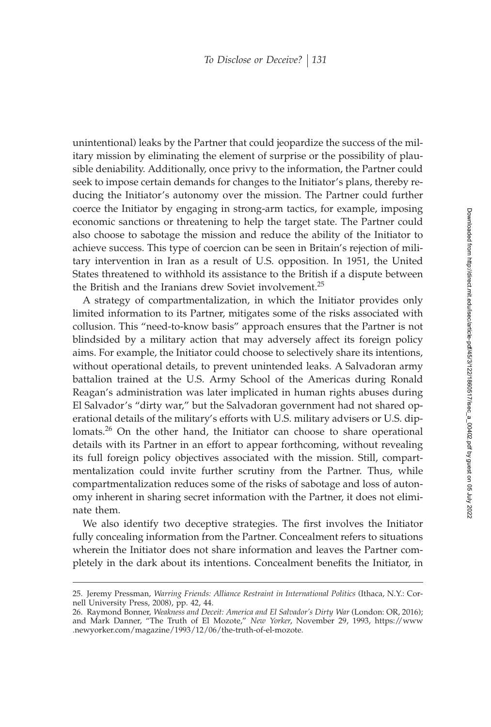unintentional) leaks by the Partner that could jeopardize the success of the military mission by eliminating the element of surprise or the possibility of plausible deniability. Additionally, once privy to the information, the Partner could seek to impose certain demands for changes to the Initiator's plans, thereby reducing the Initiator's autonomy over the mission. The Partner could further coerce the Initiator by engaging in strong-arm tactics, for example, imposing economic sanctions or threatening to help the target state. The Partner could also choose to sabotage the mission and reduce the ability of the Initiator to achieve success. This type of coercion can be seen in Britain's rejection of military intervention in Iran as a result of U.S. opposition. In 1951, the United States threatened to withhold its assistance to the British if a dispute between the British and the Iranians drew Soviet involvement.[25]

A strategy of compartmentalization, in which the Initiator provides only limited information to its Partner, mitigates some of the risks associated with collusion. This "need-to-know basis" approach ensures that the Partner is not blindsided by a military action that may adversely affect its foreign policy aims. For example, the Initiator could choose to selectively share its intentions, without operational details, to prevent unintended leaks. A Salvadoran army battalion trained at the U.S. Army School of the Americas during Ronald Reagan's administration was later implicated in human rights abuses during El Salvador's "dirty war," but the Salvadoran government had not shared operational details of the military's efforts with U.S. military advisers or U.S. diplomats.[26] On the other hand, the Initiator can choose to share operational details with its Partner in an effort to appear forthcoming, without revealing its full foreign policy objectives associated with the mission. Still, compartmentalization could invite further scrutiny from the Partner. Thus, while compartmentalization reduces some of the risks of sabotage and loss of autonomy inherent in sharing secret information with the Partner, it does not eliminate them.

We also identify two deceptive strategies. The first involves the Initiator fully concealing information from the Partner. Concealment refers to situations wherein the Initiator does not share information and leaves the Partner completely in the dark about its intentions. Concealment benefits the Initiator, in

25. Jeremy Pressman, *Warring Friends: Alliance Restraint in International Politics* (Ithaca, N.Y.: Cornell University Press, 2008), pp. 42, 44.

26. Raymond Bonner, *Weakness and Deceit: America and El Salvador's Dirty War* (London: OR, 2016); and Mark Danner, "The Truth of El Mozote," *New Yorker*, November 29, 1993, https://www.newyorker.com/magazine/1993/12/06/the-truth-of-el-mozote.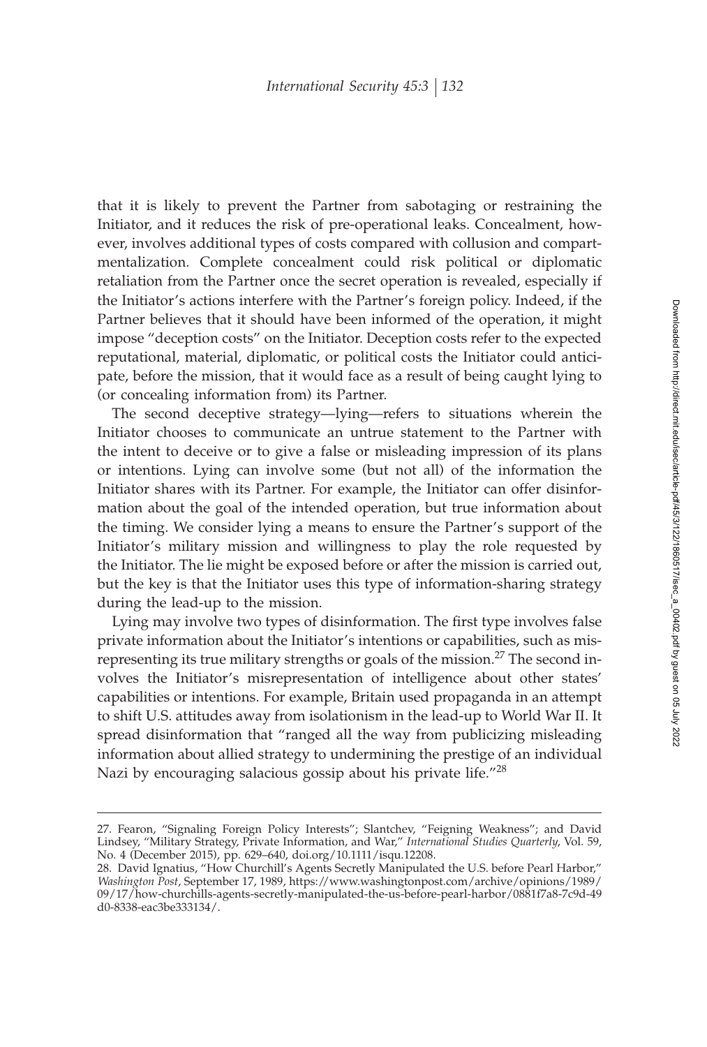that it is likely to prevent the Partner from sabotaging or restraining the Initiator, and it reduces the risk of pre-operational leaks. Concealment, however, involves additional types of costs compared with collusion and compartmentalization. Complete concealment could risk political or diplomatic retaliation from the Partner once the secret operation is revealed, especially if the Initiator's actions interfere with the Partner's foreign policy. Indeed, if the Partner believes that it should have been informed of the operation, it might impose "deception costs" on the Initiator. Deception costs refer to the expected reputational, material, diplomatic, or political costs the Initiator could anticipate, before the mission, that it would face as a result of being caught lying to (or concealing information from) its Partner.

The second deceptive strategy—lying—refers to situations wherein the Initiator chooses to communicate an untrue statement to the Partner with the intent to deceive or to give a false or misleading impression of its plans or intentions. Lying can involve some (but not all) of the information the Initiator shares with its Partner. For example, the Initiator can offer disinformation about the goal of the intended operation, but true information about the timing. We consider lying a means to ensure the Partner's support of the Initiator's military mission and willingness to play the role requested by the Initiator. The lie might be exposed before or after the mission is carried out, but the key is that the Initiator uses this type of information-sharing strategy during the lead-up to the mission.

Lying may involve two types of disinformation. The first type involves false private information about the Initiator's intentions or capabilities, such as misrepresenting its true military strengths or goals of the mission.[27] The second involves the Initiator's misrepresentation of intelligence about other states' capabilities or intentions. For example, Britain used propaganda in an attempt to shift U.S. attitudes away from isolationism in the lead-up to World War II. It spread disinformation that "ranged all the way from publicizing misleading information about allied strategy to undermining the prestige of an individual Nazi by encouraging salacious gossip about his private life."[28]

---

27. Fearon, "Signaling Foreign Policy Interests"; Slantchev, "Feigning Weakness"; and David Lindsey, "Military Strategy, Private Information, and War," *International Studies Quarterly*, Vol. 59, No. 4 (December 2015), pp. 629–640, doi.org/10.1111/isqu.12208.

28. David Ignatius, "How Churchill's Agents Secretly Manipulated the U.S. before Pearl Harbor," *Washington Post*, September 17, 1989, https://www.washingtonpost.com/archive/opinions/1989/09/17/how-churchills-agents-secretly-manipulated-the-us-before-pearl-harbor/0881f7a8-7c9d-49d0-8338-eac3be333134/.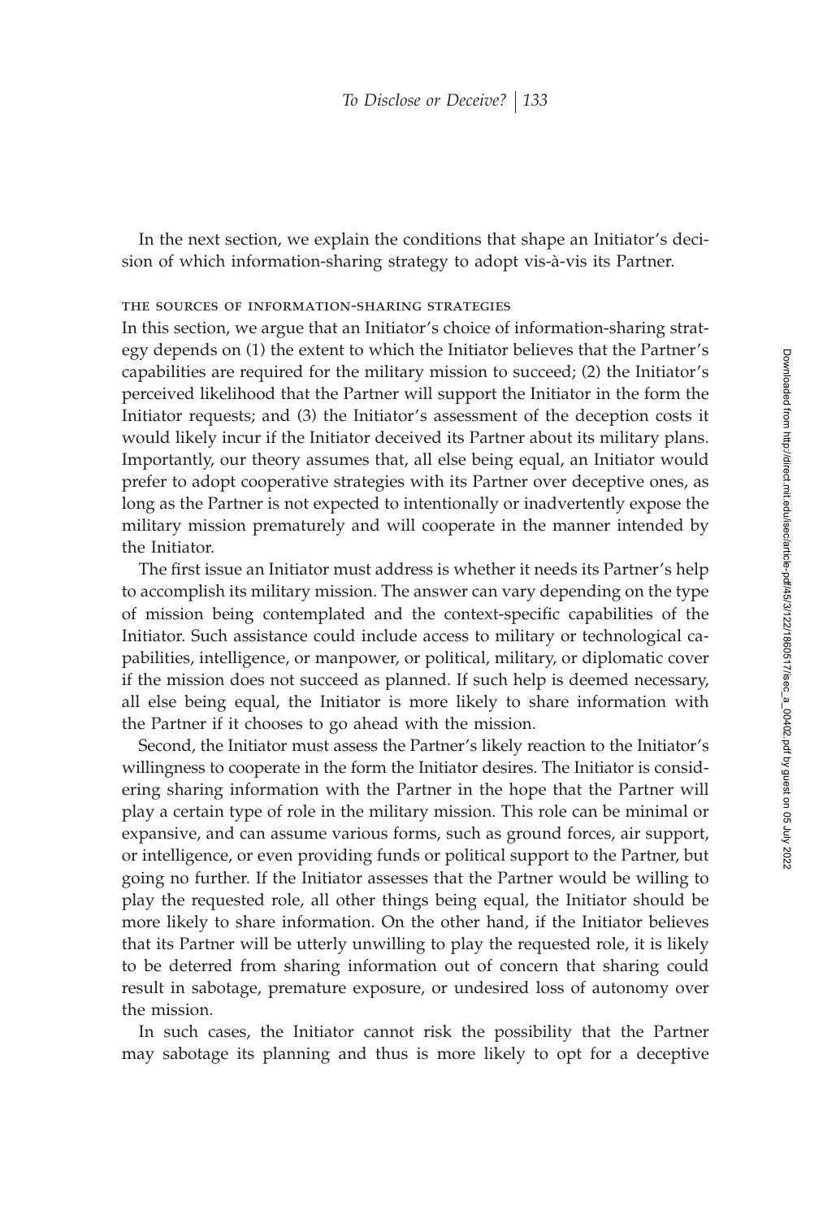In the next section, we explain the conditions that shape an Initiator's decision of which information-sharing strategy to adopt vis-à-vis its Partner.

### the sources of information-sharing strategies

In this section, we argue that an Initiator's choice of information-sharing strategy depends on (1) the extent to which the Initiator believes that the Partner's capabilities are required for the military mission to succeed; (2) the Initiator's perceived likelihood that the Partner will support the Initiator in the form the Initiator requests; and (3) the Initiator's assessment of the deception costs it would likely incur if the Initiator deceived its Partner about its military plans. Importantly, our theory assumes that, all else being equal, an Initiator would prefer to adopt cooperative strategies with its Partner over deceptive ones, as long as the Partner is not expected to intentionally or inadvertently expose the military mission prematurely and will cooperate in the manner intended by the Initiator.

The first issue an Initiator must address is whether it needs its Partner's help to accomplish its military mission. The answer can vary depending on the type of mission being contemplated and the context-specific capabilities of the Initiator. Such assistance could include access to military or technological capabilities, intelligence, or manpower, or political, military, or diplomatic cover if the mission does not succeed as planned. If such help is deemed necessary, all else being equal, the Initiator is more likely to share information with the Partner if it chooses to go ahead with the mission.

Second, the Initiator must assess the Partner's likely reaction to the Initiator's willingness to cooperate in the form the Initiator desires. The Initiator is considering sharing information with the Partner in the hope that the Partner will play a certain type of role in the military mission. This role can be minimal or expansive, and can assume various forms, such as ground forces, air support, or intelligence, or even providing funds or political support to the Partner, but going no further. If the Initiator assesses that the Partner would be willing to play the requested role, all other things being equal, the Initiator should be more likely to share information. On the other hand, if the Initiator believes that its Partner will be utterly unwilling to play the requested role, it is likely to be deterred from sharing information out of concern that sharing could result in sabotage, premature exposure, or undesired loss of autonomy over the mission.

In such cases, the Initiator cannot risk the possibility that the Partner may sabotage its planning and thus is more likely to opt for a deceptive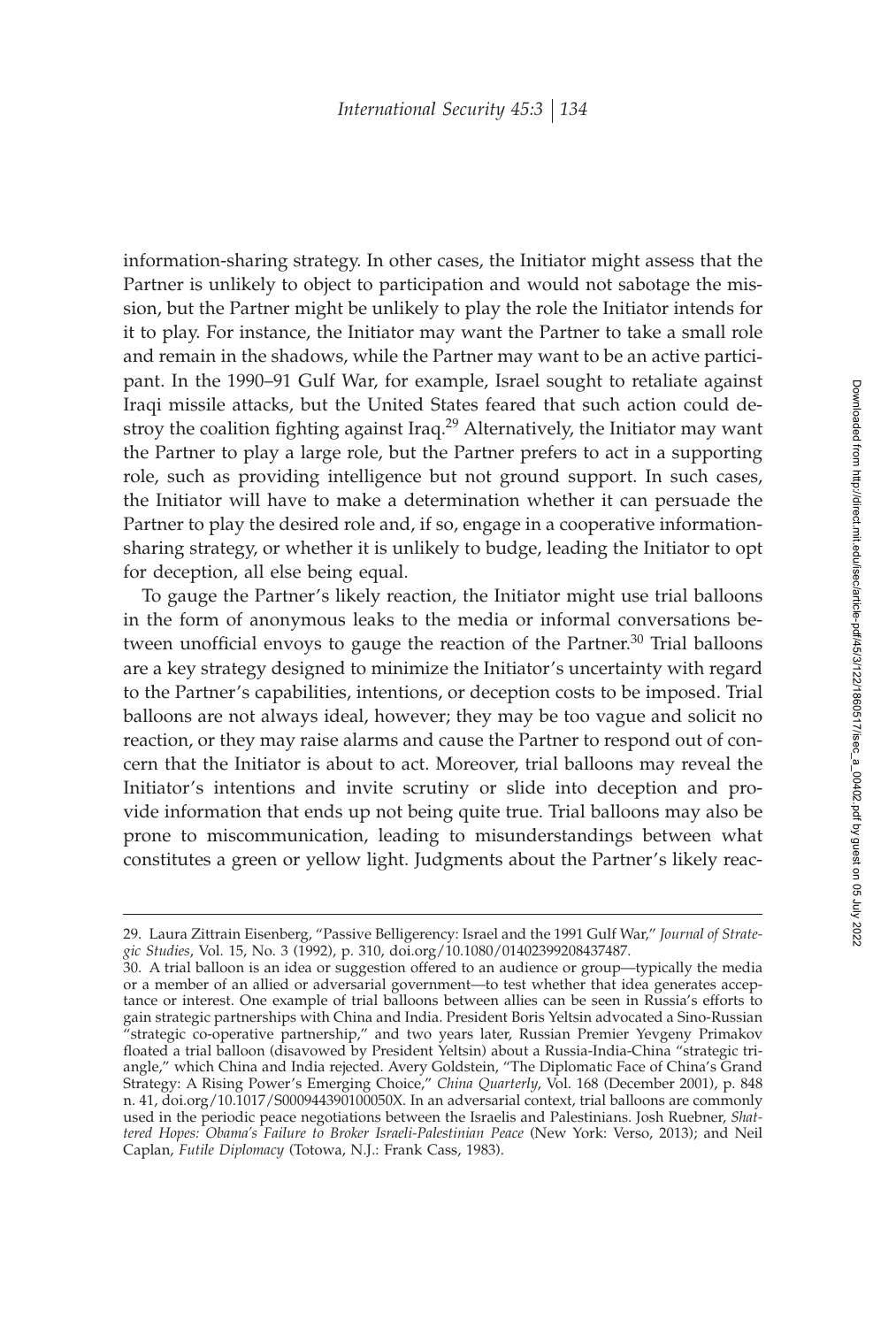information-sharing strategy. In other cases, the Initiator might assess that the Partner is unlikely to object to participation and would not sabotage the mission, but the Partner might be unlikely to play the role the Initiator intends for it to play. For instance, the Initiator may want the Partner to take a small role and remain in the shadows, while the Partner may want to be an active participant. In the 1990–91 Gulf War, for example, Israel sought to retaliate against Iraqi missile attacks, but the United States feared that such action could destroy the coalition fighting against Iraq.[29] Alternatively, the Initiator may want the Partner to play a large role, but the Partner prefers to act in a supporting role, such as providing intelligence but not ground support. In such cases, the Initiator will have to make a determination whether it can persuade the Partner to play the desired role and, if so, engage in a cooperative information-sharing strategy, or whether it is unlikely to budge, leading the Initiator to opt for deception, all else being equal.

To gauge the Partner's likely reaction, the Initiator might use trial balloons in the form of anonymous leaks to the media or informal conversations between unofficial envoys to gauge the reaction of the Partner.[30] Trial balloons are a key strategy designed to minimize the Initiator's uncertainty with regard to the Partner's capabilities, intentions, or deception costs to be imposed. Trial balloons are not always ideal, however; they may be too vague and solicit no reaction, or they may raise alarms and cause the Partner to respond out of concern that the Initiator is about to act. Moreover, trial balloons may reveal the Initiator's intentions and invite scrutiny or slide into deception and provide information that ends up not being quite true. Trial balloons may also be prone to miscommunication, leading to misunderstandings between what constitutes a green or yellow light. Judgments about the Partner's likely reac-

29. Laura Zittrain Eisenberg, "Passive Belligerency: Israel and the 1991 Gulf War," *Journal of Strategic Studies*, Vol. 15, No. 3 (1992), p. 310, doi.org/10.1080/01402399208437487.

30. A trial balloon is an idea or suggestion offered to an audience or group—typically the media or a member of an allied or adversarial government—to test whether that idea generates acceptance or interest. One example of trial balloons between allies can be seen in Russia's efforts to gain strategic partnerships with China and India. President Boris Yeltsin advocated a Sino-Russian "strategic co-operative partnership," and two years later, Russian Premier Yevgeny Primakov floated a trial balloon (disavowed by President Yeltsin) about a Russia-India-China "strategic triangle," which China and India rejected. Avery Goldstein, "The Diplomatic Face of China's Grand Strategy: A Rising Power's Emerging Choice," *China Quarterly*, Vol. 168 (December 2001), p. 848 n. 41, doi.org/10.1017/S000944390100050X. In an adversarial context, trial balloons are commonly used in the periodic peace negotiations between the Israelis and Palestinians. Josh Ruebner, *Shattered Hopes: Obama's Failure to Broker Israeli-Palestinian Peace* (New York: Verso, 2013); and Neil Caplan, *Futile Diplomacy* (Totowa, N.J.: Frank Cass, 1983).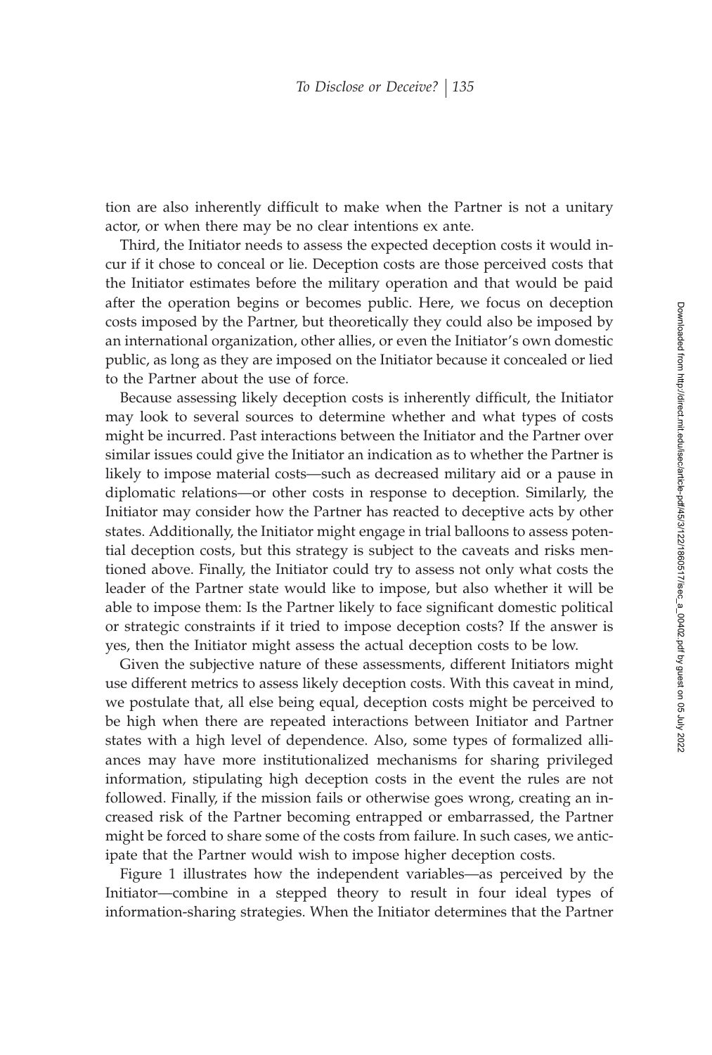tion are also inherently difficult to make when the Partner is not a unitary actor, or when there may be no clear intentions ex ante.

Third, the Initiator needs to assess the expected deception costs it would incur if it chose to conceal or lie. Deception costs are those perceived costs that the Initiator estimates before the military operation and that would be paid after the operation begins or becomes public. Here, we focus on deception costs imposed by the Partner, but theoretically they could also be imposed by an international organization, other allies, or even the Initiator's own domestic public, as long as they are imposed on the Initiator because it concealed or lied to the Partner about the use of force.

Because assessing likely deception costs is inherently difficult, the Initiator may look to several sources to determine whether and what types of costs might be incurred. Past interactions between the Initiator and the Partner over similar issues could give the Initiator an indication as to whether the Partner is likely to impose material costs—such as decreased military aid or a pause in diplomatic relations—or other costs in response to deception. Similarly, the Initiator may consider how the Partner has reacted to deceptive acts by other states. Additionally, the Initiator might engage in trial balloons to assess potential deception costs, but this strategy is subject to the caveats and risks mentioned above. Finally, the Initiator could try to assess not only what costs the leader of the Partner state would like to impose, but also whether it will be able to impose them: Is the Partner likely to face significant domestic political or strategic constraints if it tried to impose deception costs? If the answer is yes, then the Initiator might assess the actual deception costs to be low.

Given the subjective nature of these assessments, different Initiators might use different metrics to assess likely deception costs. With this caveat in mind, we postulate that, all else being equal, deception costs might be perceived to be high when there are repeated interactions between Initiator and Partner states with a high level of dependence. Also, some types of formalized alliances may have more institutionalized mechanisms for sharing privileged information, stipulating high deception costs in the event the rules are not followed. Finally, if the mission fails or otherwise goes wrong, creating an increased risk of the Partner becoming entrapped or embarrassed, the Partner might be forced to share some of the costs from failure. In such cases, we anticipate that the Partner would wish to impose higher deception costs.

Figure 1 illustrates how the independent variables—as perceived by the Initiator—combine in a stepped theory to result in four ideal types of information-sharing strategies. When the Initiator determines that the Partner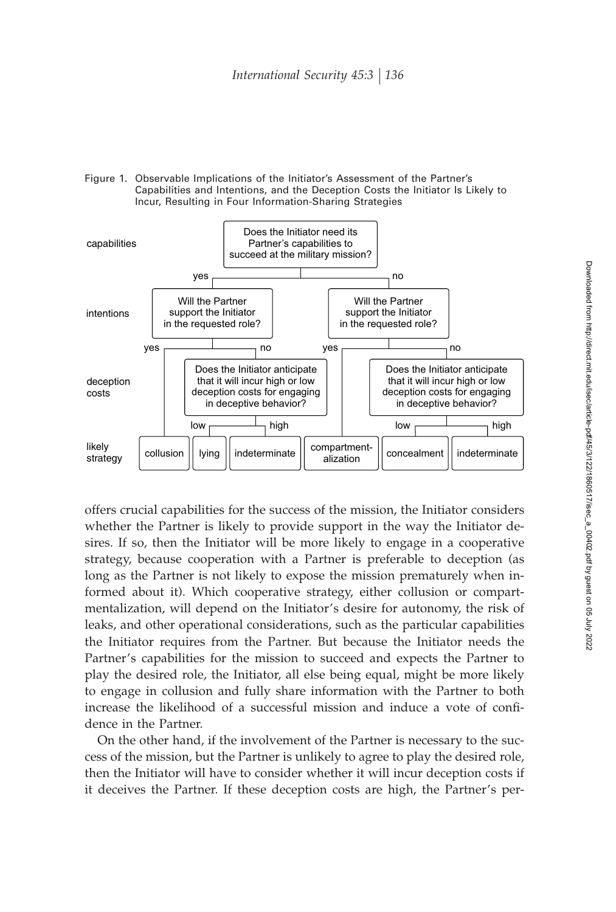Figure 1. Observable Implications of the Initiator's Assessment of the Partner's Capabilities and Intentions, and the Deception Costs the Initiator Is Likely to Incur, Resulting in Four Information-Sharing Strategies

```
capabilities:   Does the Initiator need its Partner's capabilities to succeed at the military mission?
                yes                                              no

intentions:     Will the Partner support the Initiator           Will the Partner support the Initiator
                in the requested role?                           in the requested role?
                yes              no                              yes                  no

deception costs:        Does the Initiator anticipate                   Does the Initiator anticipate
                        that it will incur high or low                  that it will incur high or low
                        deception costs for engaging                    deception costs for engaging
                        in deceptive behavior?                          in deceptive behavior?
                        low          high                               low            high

likely strategy: collusion | lying | indeterminate | compartmentalization | concealment | indeterminate
```

offers crucial capabilities for the success of the mission, the Initiator considers whether the Partner is likely to provide support in the way the Initiator desires. If so, then the Initiator will be more likely to engage in a cooperative strategy, because cooperation with a Partner is preferable to deception (as long as the Partner is not likely to expose the mission prematurely when informed about it). Which cooperative strategy, either collusion or compartmentalization, will depend on the Initiator's desire for autonomy, the risk of leaks, and other operational considerations, such as the particular capabilities the Initiator requires from the Partner. But because the Initiator needs the Partner's capabilities for the mission to succeed and expects the Partner to play the desired role, the Initiator, all else being equal, might be more likely to engage in collusion and fully share information with the Partner to both increase the likelihood of a successful mission and induce a vote of confidence in the Partner.

On the other hand, if the involvement of the Partner is necessary to the success of the mission, but the Partner is unlikely to agree to play the desired role, then the Initiator will have to consider whether it will incur deception costs if it deceives the Partner. If these deception costs are high, the Partner's per-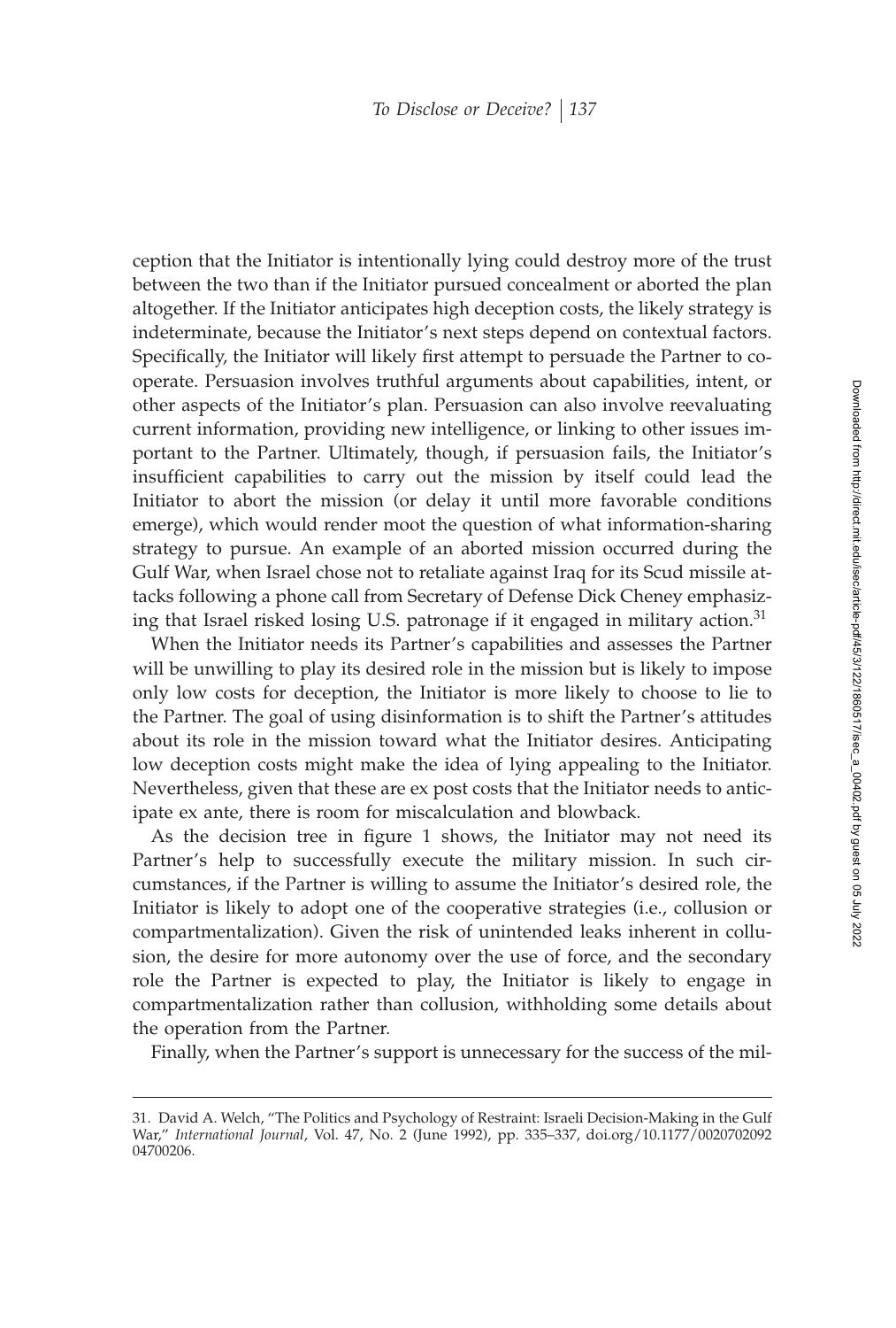ception that the Initiator is intentionally lying could destroy more of the trust between the two than if the Initiator pursued concealment or aborted the plan altogether. If the Initiator anticipates high deception costs, the likely strategy is indeterminate, because the Initiator's next steps depend on contextual factors. Specifically, the Initiator will likely first attempt to persuade the Partner to cooperate. Persuasion involves truthful arguments about capabilities, intent, or other aspects of the Initiator's plan. Persuasion can also involve reevaluating current information, providing new intelligence, or linking to other issues important to the Partner. Ultimately, though, if persuasion fails, the Initiator's insufficient capabilities to carry out the mission by itself could lead the Initiator to abort the mission (or delay it until more favorable conditions emerge), which would render moot the question of what information-sharing strategy to pursue. An example of an aborted mission occurred during the Gulf War, when Israel chose not to retaliate against Iraq for its Scud missile attacks following a phone call from Secretary of Defense Dick Cheney emphasizing that Israel risked losing U.S. patronage if it engaged in military action.[31]

When the Initiator needs its Partner's capabilities and assesses the Partner will be unwilling to play its desired role in the mission but is likely to impose only low costs for deception, the Initiator is more likely to choose to lie to the Partner. The goal of using disinformation is to shift the Partner's attitudes about its role in the mission toward what the Initiator desires. Anticipating low deception costs might make the idea of lying appealing to the Initiator. Nevertheless, given that these are ex post costs that the Initiator needs to anticipate ex ante, there is room for miscalculation and blowback.

As the decision tree in figure 1 shows, the Initiator may not need its Partner's help to successfully execute the military mission. In such circumstances, if the Partner is willing to assume the Initiator's desired role, the Initiator is likely to adopt one of the cooperative strategies (i.e., collusion or compartmentalization). Given the risk of unintended leaks inherent in collusion, the desire for more autonomy over the use of force, and the secondary role the Partner is expected to play, the Initiator is likely to engage in compartmentalization rather than collusion, withholding some details about the operation from the Partner.

Finally, when the Partner's support is unnecessary for the success of the mil-

---

31. David A. Welch, "The Politics and Psychology of Restraint: Israeli Decision-Making in the Gulf War," *International Journal*, Vol. 47, No. 2 (June 1992), pp. 335–337, doi.org/10.1177/002070209204700206.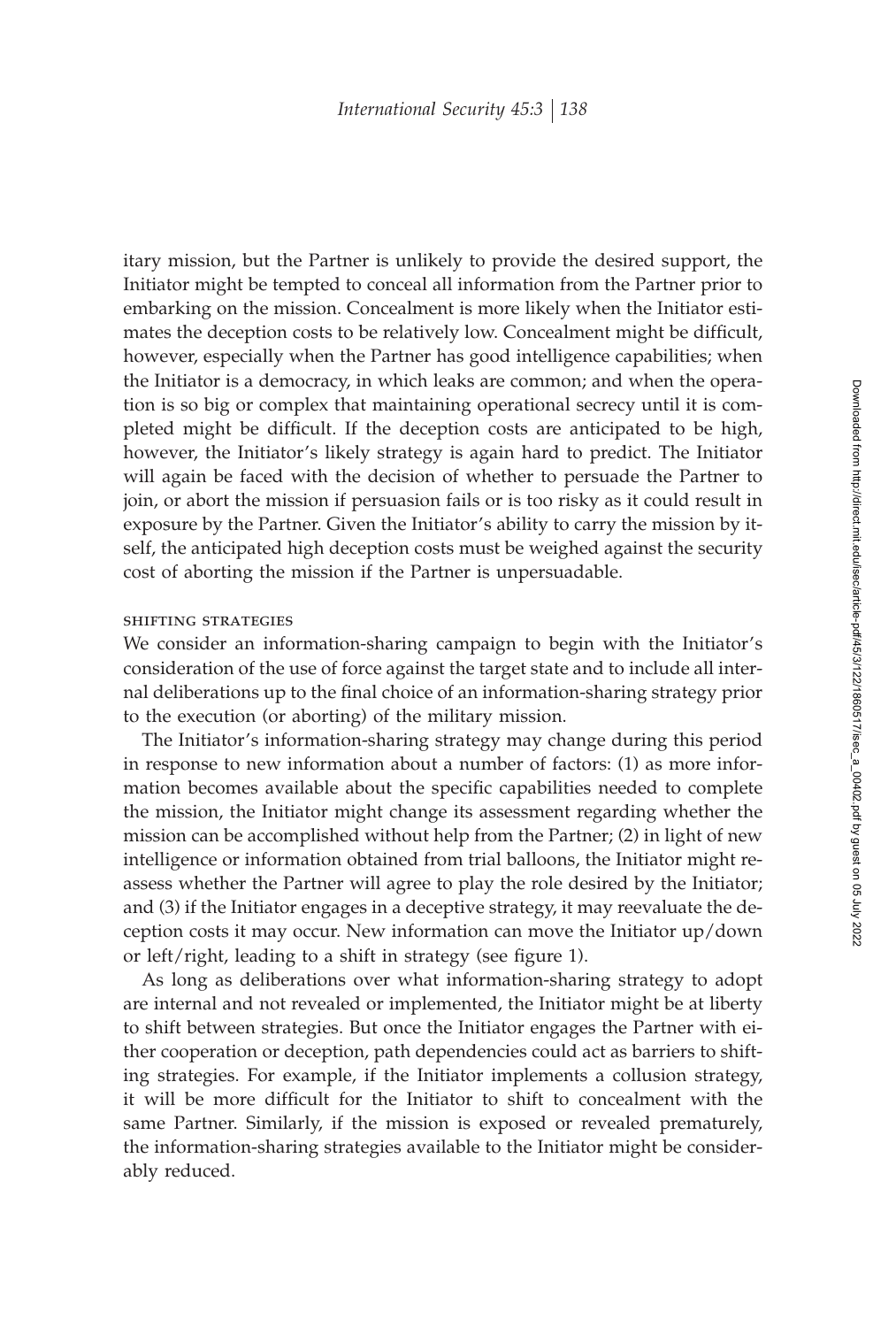itary mission, but the Partner is unlikely to provide the desired support, the Initiator might be tempted to conceal all information from the Partner prior to embarking on the mission. Concealment is more likely when the Initiator estimates the deception costs to be relatively low. Concealment might be difficult, however, especially when the Partner has good intelligence capabilities; when the Initiator is a democracy, in which leaks are common; and when the operation is so big or complex that maintaining operational secrecy until it is completed might be difficult. If the deception costs are anticipated to be high, however, the Initiator's likely strategy is again hard to predict. The Initiator will again be faced with the decision of whether to persuade the Partner to join, or abort the mission if persuasion fails or is too risky as it could result in exposure by the Partner. Given the Initiator's ability to carry the mission by itself, the anticipated high deception costs must be weighed against the security cost of aborting the mission if the Partner is unpersuadable.

### SHIFTING STRATEGIES

We consider an information-sharing campaign to begin with the Initiator's consideration of the use of force against the target state and to include all internal deliberations up to the final choice of an information-sharing strategy prior to the execution (or aborting) of the military mission.

The Initiator's information-sharing strategy may change during this period in response to new information about a number of factors: (1) as more information becomes available about the specific capabilities needed to complete the mission, the Initiator might change its assessment regarding whether the mission can be accomplished without help from the Partner; (2) in light of new intelligence or information obtained from trial balloons, the Initiator might reassess whether the Partner will agree to play the role desired by the Initiator; and (3) if the Initiator engages in a deceptive strategy, it may reevaluate the deception costs it may occur. New information can move the Initiator up/down or left/right, leading to a shift in strategy (see figure 1).

As long as deliberations over what information-sharing strategy to adopt are internal and not revealed or implemented, the Initiator might be at liberty to shift between strategies. But once the Initiator engages the Partner with either cooperation or deception, path dependencies could act as barriers to shifting strategies. For example, if the Initiator implements a collusion strategy, it will be more difficult for the Initiator to shift to concealment with the same Partner. Similarly, if the mission is exposed or revealed prematurely, the information-sharing strategies available to the Initiator might be considerably reduced.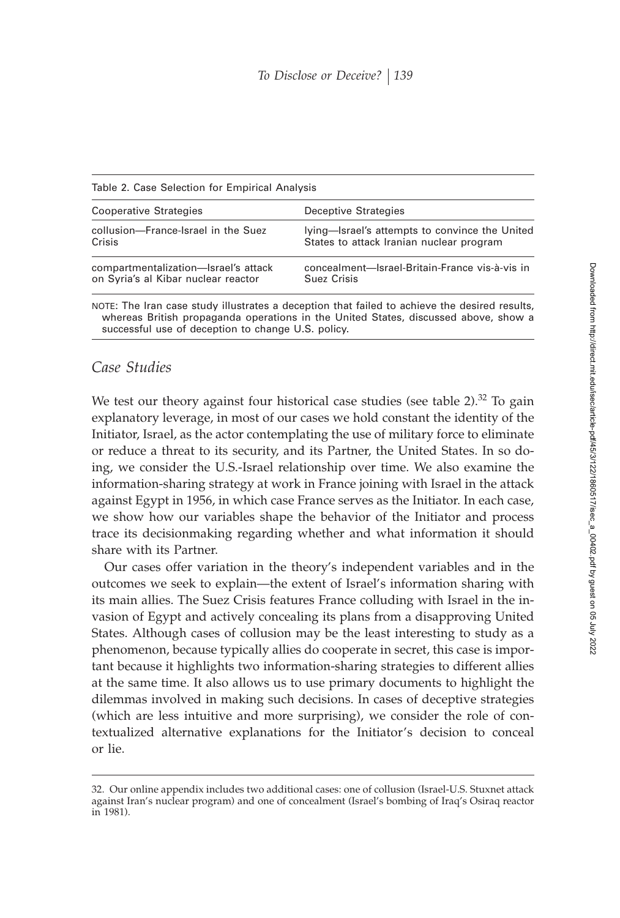Table 2. Case Selection for Empirical Analysis

| Cooperative Strategies | Deceptive Strategies |
| --- | --- |
| collusion—France-Israel in the Suez Crisis | lying—Israel's attempts to convince the United States to attack Iranian nuclear program |
| compartmentalization—Israel's attack on Syria's al Kibar nuclear reactor | concealment—Israel-Britain-France vis-à-vis in Suez Crisis |

NOTE: The Iran case study illustrates a deception that failed to achieve the desired results, whereas British propaganda operations in the United States, discussed above, show a successful use of deception to change U.S. policy.

## *Case Studies*

We test our theory against four historical case studies (see table 2).[32] To gain explanatory leverage, in most of our cases we hold constant the identity of the Initiator, Israel, as the actor contemplating the use of military force to eliminate or reduce a threat to its security, and its Partner, the United States. In so doing, we consider the U.S.-Israel relationship over time. We also examine the information-sharing strategy at work in France joining with Israel in the attack against Egypt in 1956, in which case France serves as the Initiator. In each case, we show how our variables shape the behavior of the Initiator and process trace its decisionmaking regarding whether and what information it should share with its Partner.

Our cases offer variation in the theory's independent variables and in the outcomes we seek to explain—the extent of Israel's information sharing with its main allies. The Suez Crisis features France colluding with Israel in the invasion of Egypt and actively concealing its plans from a disapproving United States. Although cases of collusion may be the least interesting to study as a phenomenon, because typically allies do cooperate in secret, this case is important because it highlights two information-sharing strategies to different allies at the same time. It also allows us to use primary documents to highlight the dilemmas involved in making such decisions. In cases of deceptive strategies (which are less intuitive and more surprising), we consider the role of contextualized alternative explanations for the Initiator's decision to conceal or lie.

32. Our online appendix includes two additional cases: one of collusion (Israel-U.S. Stuxnet attack against Iran's nuclear program) and one of concealment (Israel's bombing of Iraq's Osiraq reactor in 1981).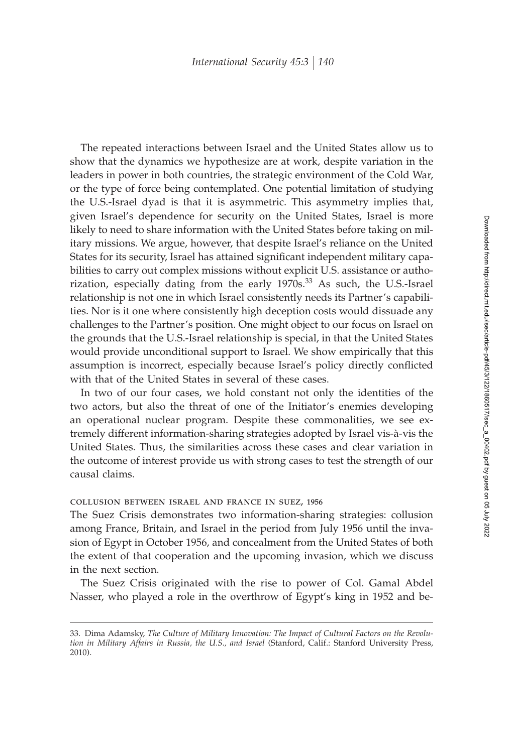The repeated interactions between Israel and the United States allow us to show that the dynamics we hypothesize are at work, despite variation in the leaders in power in both countries, the strategic environment of the Cold War, or the type of force being contemplated. One potential limitation of studying the U.S.-Israel dyad is that it is asymmetric. This asymmetry implies that, given Israel's dependence for security on the United States, Israel is more likely to need to share information with the United States before taking on military missions. We argue, however, that despite Israel's reliance on the United States for its security, Israel has attained significant independent military capabilities to carry out complex missions without explicit U.S. assistance or authorization, especially dating from the early 1970s.[33] As such, the U.S.-Israel relationship is not one in which Israel consistently needs its Partner's capabilities. Nor is it one where consistently high deception costs would dissuade any challenges to the Partner's position. One might object to our focus on Israel on the grounds that the U.S.-Israel relationship is special, in that the United States would provide unconditional support to Israel. We show empirically that this assumption is incorrect, especially because Israel's policy directly conflicted with that of the United States in several of these cases.

In two of our four cases, we hold constant not only the identities of the two actors, but also the threat of one of the Initiator's enemies developing an operational nuclear program. Despite these commonalities, we see extremely different information-sharing strategies adopted by Israel vis-à-vis the United States. Thus, the similarities across these cases and clear variation in the outcome of interest provide us with strong cases to test the strength of our causal claims.

### collusion between israel and france in suez, 1956

The Suez Crisis demonstrates two information-sharing strategies: collusion among France, Britain, and Israel in the period from July 1956 until the invasion of Egypt in October 1956, and concealment from the United States of both the extent of that cooperation and the upcoming invasion, which we discuss in the next section.

The Suez Crisis originated with the rise to power of Col. Gamal Abdel Nasser, who played a role in the overthrow of Egypt's king in 1952 and be-

---

33. Dima Adamsky, *The Culture of Military Innovation: The Impact of Cultural Factors on the Revolution in Military Affairs in Russia, the U.S., and Israel* (Stanford, Calif.: Stanford University Press, 2010).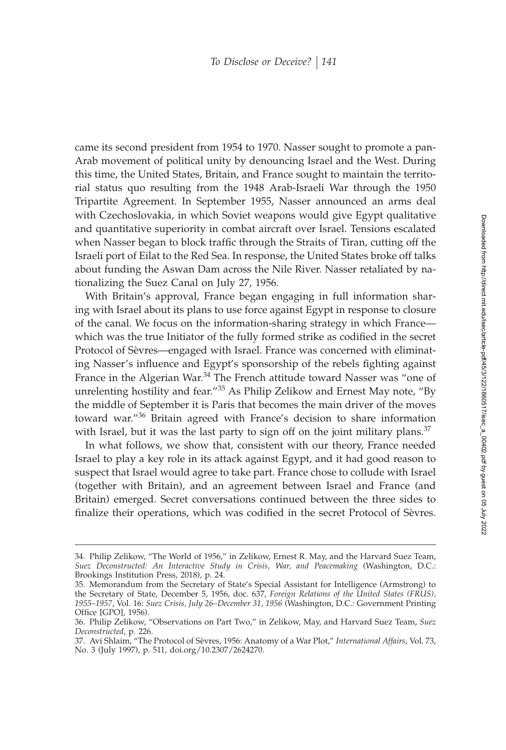came its second president from 1954 to 1970. Nasser sought to promote a pan-Arab movement of political unity by denouncing Israel and the West. During this time, the United States, Britain, and France sought to maintain the territorial status quo resulting from the 1948 Arab-Israeli War through the 1950 Tripartite Agreement. In September 1955, Nasser announced an arms deal with Czechoslovakia, in which Soviet weapons would give Egypt qualitative and quantitative superiority in combat aircraft over Israel. Tensions escalated when Nasser began to block traffic through the Straits of Tiran, cutting off the Israeli port of Eilat to the Red Sea. In response, the United States broke off talks about funding the Aswan Dam across the Nile River. Nasser retaliated by nationalizing the Suez Canal on July 27, 1956.

With Britain's approval, France began engaging in full information sharing with Israel about its plans to use force against Egypt in response to closure of the canal. We focus on the information-sharing strategy in which France—which was the true Initiator of the fully formed strike as codified in the secret Protocol of Sèvres—engaged with Israel. France was concerned with eliminating Nasser's influence and Egypt's sponsorship of the rebels fighting against France in the Algerian War.[34] The French attitude toward Nasser was "one of unrelenting hostility and fear."[35] As Philip Zelikow and Ernest May note, "By the middle of September it is Paris that becomes the main driver of the moves toward war."[36] Britain agreed with France's decision to share information with Israel, but it was the last party to sign off on the joint military plans.[37]

In what follows, we show that, consistent with our theory, France needed Israel to play a key role in its attack against Egypt, and it had good reason to suspect that Israel would agree to take part. France chose to collude with Israel (together with Britain), and an agreement between Israel and France (and Britain) emerged. Secret conversations continued between the three sides to finalize their operations, which was codified in the secret Protocol of Sèvres.

34. Philip Zelikow, "The World of 1956," in Zelikow, Ernest R. May, and the Harvard Suez Team, *Suez Deconstructed: An Interactive Study in Crisis, War, and Peacemaking* (Washington, D.C.: Brookings Institution Press, 2018), p. 24.

35. Memorandum from the Secretary of State's Special Assistant for Intelligence (Armstrong) to the Secretary of State, December 5, 1956, doc. 637, *Foreign Relations of the United States (FRUS), 1955–1957*, Vol. 16: *Suez Crisis, July 26–December 31, 1956* (Washington, D.C.: Government Printing Office [GPO], 1956).

36. Philip Zelikow, "Observations on Part Two," in Zelikow, May, and Harvard Suez Team, *Suez Deconstructed*, p. 226.

37. Avi Shlaim, "The Protocol of Sèvres, 1956: Anatomy of a War Plot," *International Affairs*, Vol. 73, No. 3 (July 1997), p. 511, doi.org/10.2307/2624270.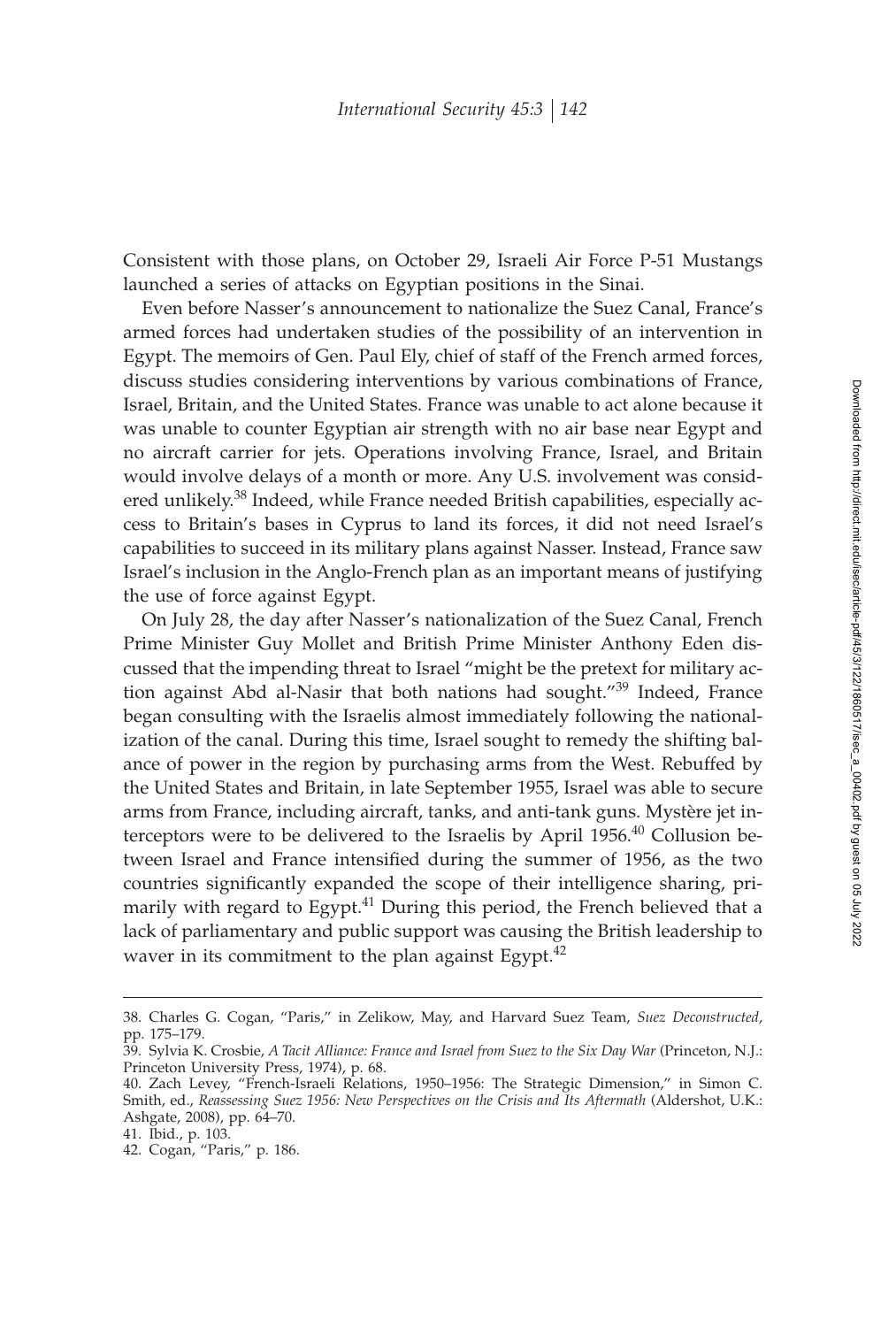Consistent with those plans, on October 29, Israeli Air Force P-51 Mustangs launched a series of attacks on Egyptian positions in the Sinai.

Even before Nasser's announcement to nationalize the Suez Canal, France's armed forces had undertaken studies of the possibility of an intervention in Egypt. The memoirs of Gen. Paul Ely, chief of staff of the French armed forces, discuss studies considering interventions by various combinations of France, Israel, Britain, and the United States. France was unable to act alone because it was unable to counter Egyptian air strength with no air base near Egypt and no aircraft carrier for jets. Operations involving France, Israel, and Britain would involve delays of a month or more. Any U.S. involvement was considered unlikely.[38] Indeed, while France needed British capabilities, especially access to Britain's bases in Cyprus to land its forces, it did not need Israel's capabilities to succeed in its military plans against Nasser. Instead, France saw Israel's inclusion in the Anglo-French plan as an important means of justifying the use of force against Egypt.

On July 28, the day after Nasser's nationalization of the Suez Canal, French Prime Minister Guy Mollet and British Prime Minister Anthony Eden discussed that the impending threat to Israel "might be the pretext for military action against Abd al-Nasir that both nations had sought."[39] Indeed, France began consulting with the Israelis almost immediately following the nationalization of the canal. During this time, Israel sought to remedy the shifting balance of power in the region by purchasing arms from the West. Rebuffed by the United States and Britain, in late September 1955, Israel was able to secure arms from France, including aircraft, tanks, and anti-tank guns. Mystère jet interceptors were to be delivered to the Israelis by April 1956.[40] Collusion between Israel and France intensified during the summer of 1956, as the two countries significantly expanded the scope of their intelligence sharing, primarily with regard to Egypt.[41] During this period, the French believed that a lack of parliamentary and public support was causing the British leadership to waver in its commitment to the plan against Egypt.[42]

38. Charles G. Cogan, "Paris," in Zelikow, May, and Harvard Suez Team, *Suez Deconstructed*, pp. 175–179.

39. Sylvia K. Crosbie, *A Tacit Alliance: France and Israel from Suez to the Six Day War* (Princeton, N.J.: Princeton University Press, 1974), p. 68.

40. Zach Levey, "French-Israeli Relations, 1950–1956: The Strategic Dimension," in Simon C. Smith, ed., *Reassessing Suez 1956: New Perspectives on the Crisis and Its Aftermath* (Aldershot, U.K.: Ashgate, 2008), pp. 64–70.

41. Ibid., p. 103.

42. Cogan, "Paris," p. 186.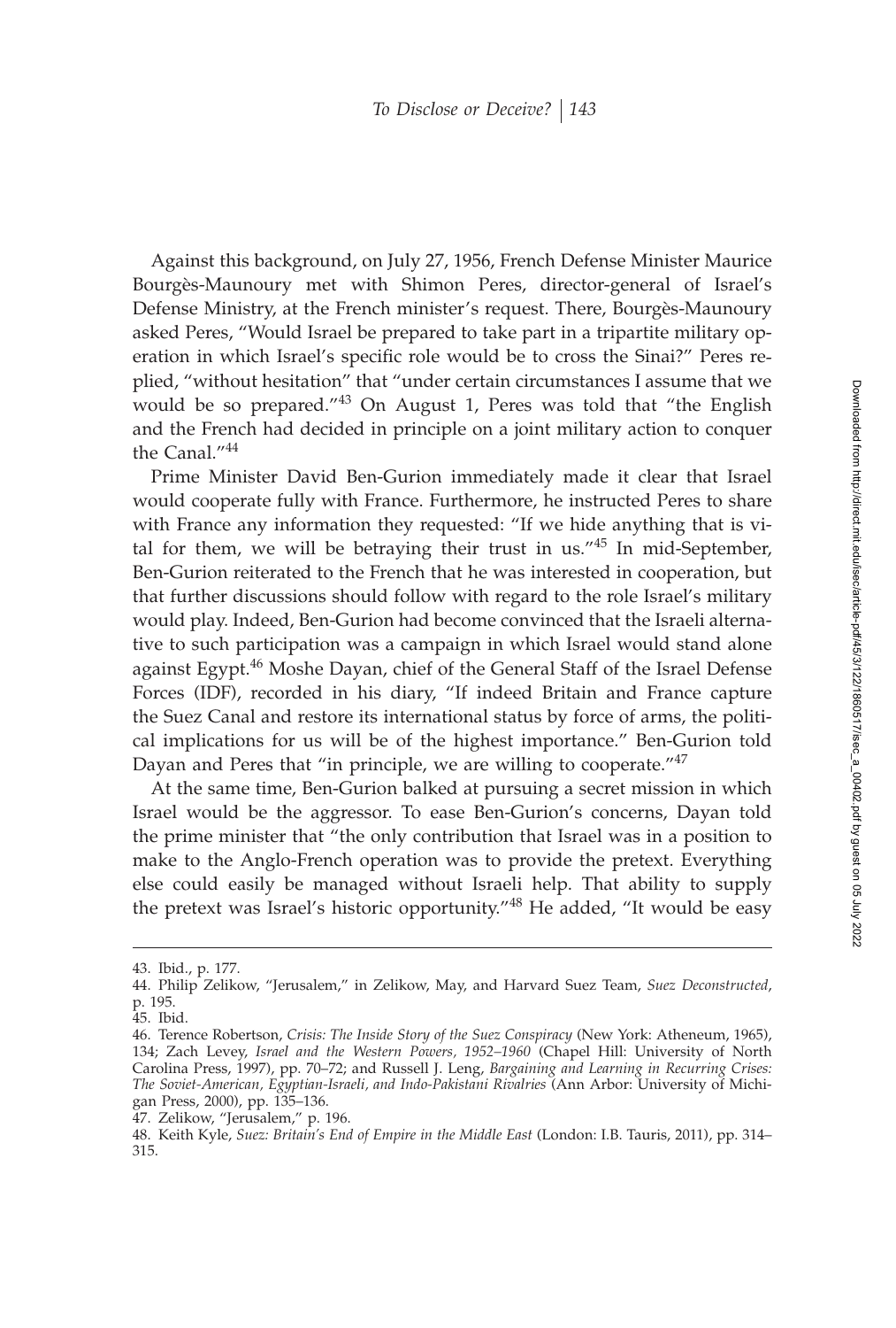Against this background, on July 27, 1956, French Defense Minister Maurice Bourgès-Maunoury met with Shimon Peres, director-general of Israel's Defense Ministry, at the French minister's request. There, Bourgès-Maunoury asked Peres, "Would Israel be prepared to take part in a tripartite military operation in which Israel's specific role would be to cross the Sinai?" Peres replied, "without hesitation" that "under certain circumstances I assume that we would be so prepared."[43] On August 1, Peres was told that "the English and the French had decided in principle on a joint military action to conquer the Canal."[44]

Prime Minister David Ben-Gurion immediately made it clear that Israel would cooperate fully with France. Furthermore, he instructed Peres to share with France any information they requested: "If we hide anything that is vital for them, we will be betraying their trust in us."[45] In mid-September, Ben-Gurion reiterated to the French that he was interested in cooperation, but that further discussions should follow with regard to the role Israel's military would play. Indeed, Ben-Gurion had become convinced that the Israeli alternative to such participation was a campaign in which Israel would stand alone against Egypt.[46] Moshe Dayan, chief of the General Staff of the Israel Defense Forces (IDF), recorded in his diary, "If indeed Britain and France capture the Suez Canal and restore its international status by force of arms, the political implications for us will be of the highest importance." Ben-Gurion told Dayan and Peres that "in principle, we are willing to cooperate."[47]

At the same time, Ben-Gurion balked at pursuing a secret mission in which Israel would be the aggressor. To ease Ben-Gurion's concerns, Dayan told the prime minister that "the only contribution that Israel was in a position to make to the Anglo-French operation was to provide the pretext. Everything else could easily be managed without Israeli help. That ability to supply the pretext was Israel's historic opportunity."[48] He added, "It would be easy

---

43. Ibid., p. 177.

44. Philip Zelikow, "Jerusalem," in Zelikow, May, and Harvard Suez Team, *Suez Deconstructed*, p. 195.

45. Ibid.

46. Terence Robertson, *Crisis: The Inside Story of the Suez Conspiracy* (New York: Atheneum, 1965), 134; Zach Levey, *Israel and the Western Powers, 1952–1960* (Chapel Hill: University of North Carolina Press, 1997), pp. 70–72; and Russell J. Leng, *Bargaining and Learning in Recurring Crises: The Soviet-American, Egyptian-Israeli, and Indo-Pakistani Rivalries* (Ann Arbor: University of Michigan Press, 2000), pp. 135–136.

47. Zelikow, "Jerusalem," p. 196.

48. Keith Kyle, *Suez: Britain's End of Empire in the Middle East* (London: I.B. Tauris, 2011), pp. 314–315.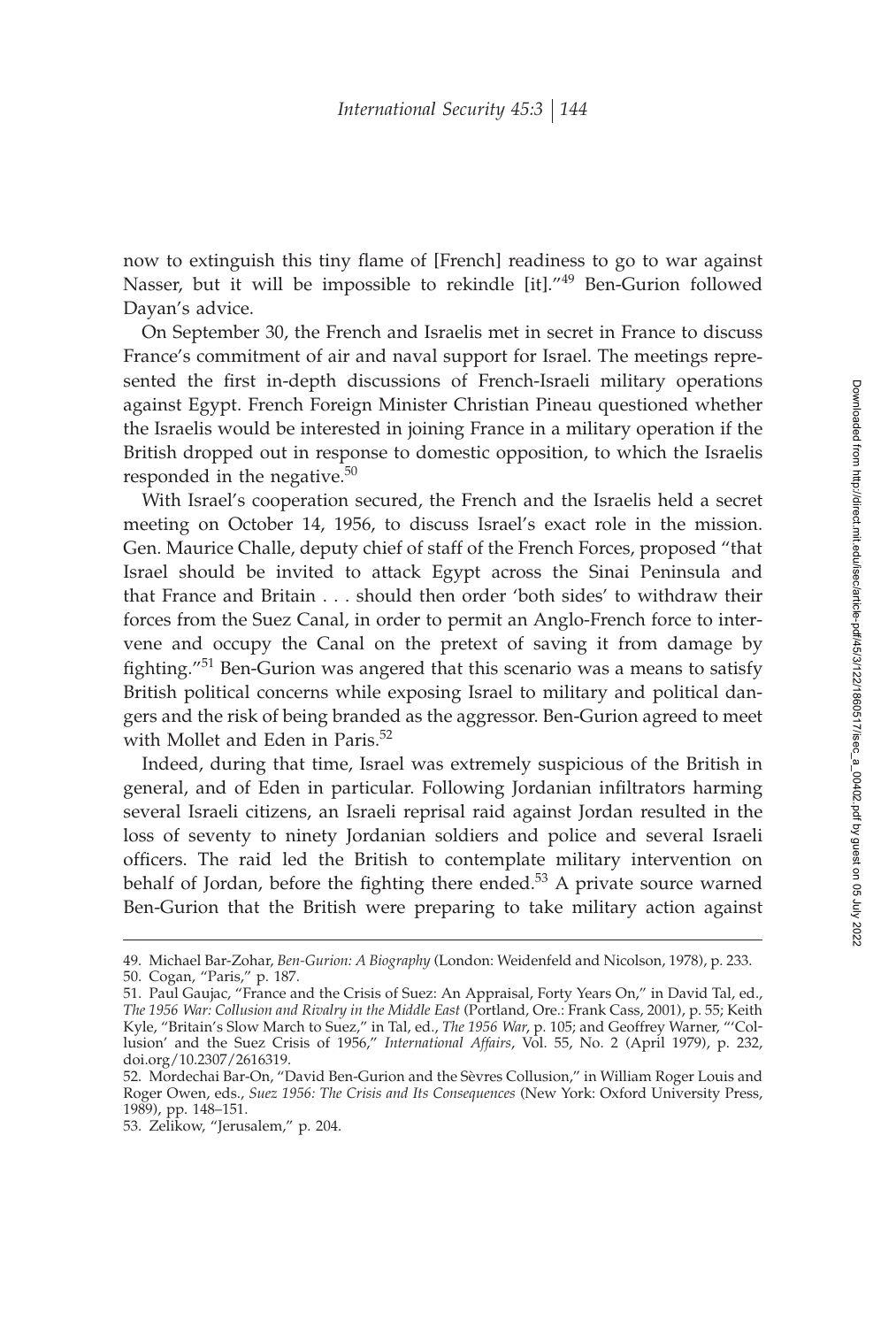now to extinguish this tiny flame of [French] readiness to go to war against Nasser, but it will be impossible to rekindle [it]."[49] Ben-Gurion followed Dayan's advice.

On September 30, the French and Israelis met in secret in France to discuss France's commitment of air and naval support for Israel. The meetings represented the first in-depth discussions of French-Israeli military operations against Egypt. French Foreign Minister Christian Pineau questioned whether the Israelis would be interested in joining France in a military operation if the British dropped out in response to domestic opposition, to which the Israelis responded in the negative.[50]

With Israel's cooperation secured, the French and the Israelis held a secret meeting on October 14, 1956, to discuss Israel's exact role in the mission. Gen. Maurice Challe, deputy chief of staff of the French Forces, proposed "that Israel should be invited to attack Egypt across the Sinai Peninsula and that France and Britain . . . should then order 'both sides' to withdraw their forces from the Suez Canal, in order to permit an Anglo-French force to intervene and occupy the Canal on the pretext of saving it from damage by fighting."[51] Ben-Gurion was angered that this scenario was a means to satisfy British political concerns while exposing Israel to military and political dangers and the risk of being branded as the aggressor. Ben-Gurion agreed to meet with Mollet and Eden in Paris.[52]

Indeed, during that time, Israel was extremely suspicious of the British in general, and of Eden in particular. Following Jordanian infiltrators harming several Israeli citizens, an Israeli reprisal raid against Jordan resulted in the loss of seventy to ninety Jordanian soldiers and police and several Israeli officers. The raid led the British to contemplate military intervention on behalf of Jordan, before the fighting there ended.[53] A private source warned Ben-Gurion that the British were preparing to take military action against

---

49. Michael Bar-Zohar, *Ben-Gurion: A Biography* (London: Weidenfeld and Nicolson, 1978), p. 233.

50. Cogan, "Paris," p. 187.

51. Paul Gaujac, "France and the Crisis of Suez: An Appraisal, Forty Years On," in David Tal, ed., *The 1956 War: Collusion and Rivalry in the Middle East* (Portland, Ore.: Frank Cass, 2001), p. 55; Keith Kyle, "Britain's Slow March to Suez," in Tal, ed., *The 1956 War*, p. 105; and Geoffrey Warner, "'Collusion' and the Suez Crisis of 1956," *International Affairs*, Vol. 55, No. 2 (April 1979), p. 232, doi.org/10.2307/2616319.

52. Mordechai Bar-On, "David Ben-Gurion and the Sèvres Collusion," in William Roger Louis and Roger Owen, eds., *Suez 1956: The Crisis and Its Consequences* (New York: Oxford University Press, 1989), pp. 148–151.

53. Zelikow, "Jerusalem," p. 204.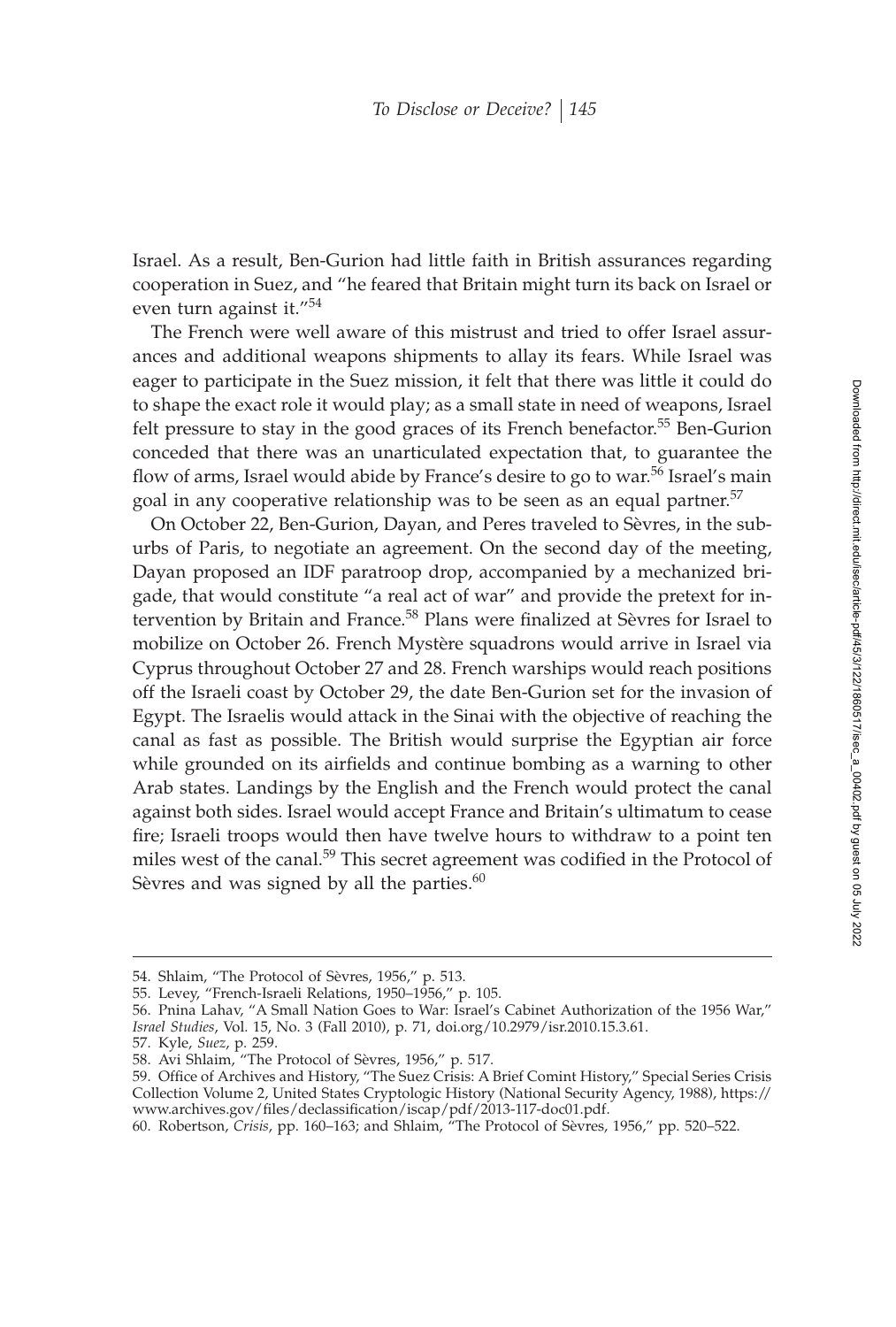Israel. As a result, Ben-Gurion had little faith in British assurances regarding cooperation in Suez, and "he feared that Britain might turn its back on Israel or even turn against it."[54]

The French were well aware of this mistrust and tried to offer Israel assurances and additional weapons shipments to allay its fears. While Israel was eager to participate in the Suez mission, it felt that there was little it could do to shape the exact role it would play; as a small state in need of weapons, Israel felt pressure to stay in the good graces of its French benefactor.[55] Ben-Gurion conceded that there was an unarticulated expectation that, to guarantee the flow of arms, Israel would abide by France's desire to go to war.[56] Israel's main goal in any cooperative relationship was to be seen as an equal partner.[57]

On October 22, Ben-Gurion, Dayan, and Peres traveled to Sèvres, in the suburbs of Paris, to negotiate an agreement. On the second day of the meeting, Dayan proposed an IDF paratroop drop, accompanied by a mechanized brigade, that would constitute "a real act of war" and provide the pretext for intervention by Britain and France.[58] Plans were finalized at Sèvres for Israel to mobilize on October 26. French Mystère squadrons would arrive in Israel via Cyprus throughout October 27 and 28. French warships would reach positions off the Israeli coast by October 29, the date Ben-Gurion set for the invasion of Egypt. The Israelis would attack in the Sinai with the objective of reaching the canal as fast as possible. The British would surprise the Egyptian air force while grounded on its airfields and continue bombing as a warning to other Arab states. Landings by the English and the French would protect the canal against both sides. Israel would accept France and Britain's ultimatum to cease fire; Israeli troops would then have twelve hours to withdraw to a point ten miles west of the canal.[59] This secret agreement was codified in the Protocol of Sèvres and was signed by all the parties.[60]

---

54. Shlaim, "The Protocol of Sèvres, 1956," p. 513.
55. Levey, "French-Israeli Relations, 1950–1956," p. 105.
56. Pnina Lahav, "A Small Nation Goes to War: Israel's Cabinet Authorization of the 1956 War," *Israel Studies*, Vol. 15, No. 3 (Fall 2010), p. 71, doi.org/10.2979/isr.2010.15.3.61.
57. Kyle, *Suez*, p. 259.
58. Avi Shlaim, "The Protocol of Sèvres, 1956," p. 517.
59. Office of Archives and History, "The Suez Crisis: A Brief Comint History," Special Series Crisis Collection Volume 2, United States Cryptologic History (National Security Agency, 1988), https://www.archives.gov/files/declassification/iscap/pdf/2013-117-doc01.pdf.
60. Robertson, *Crisis*, pp. 160–163; and Shlaim, "The Protocol of Sèvres, 1956," pp. 520–522.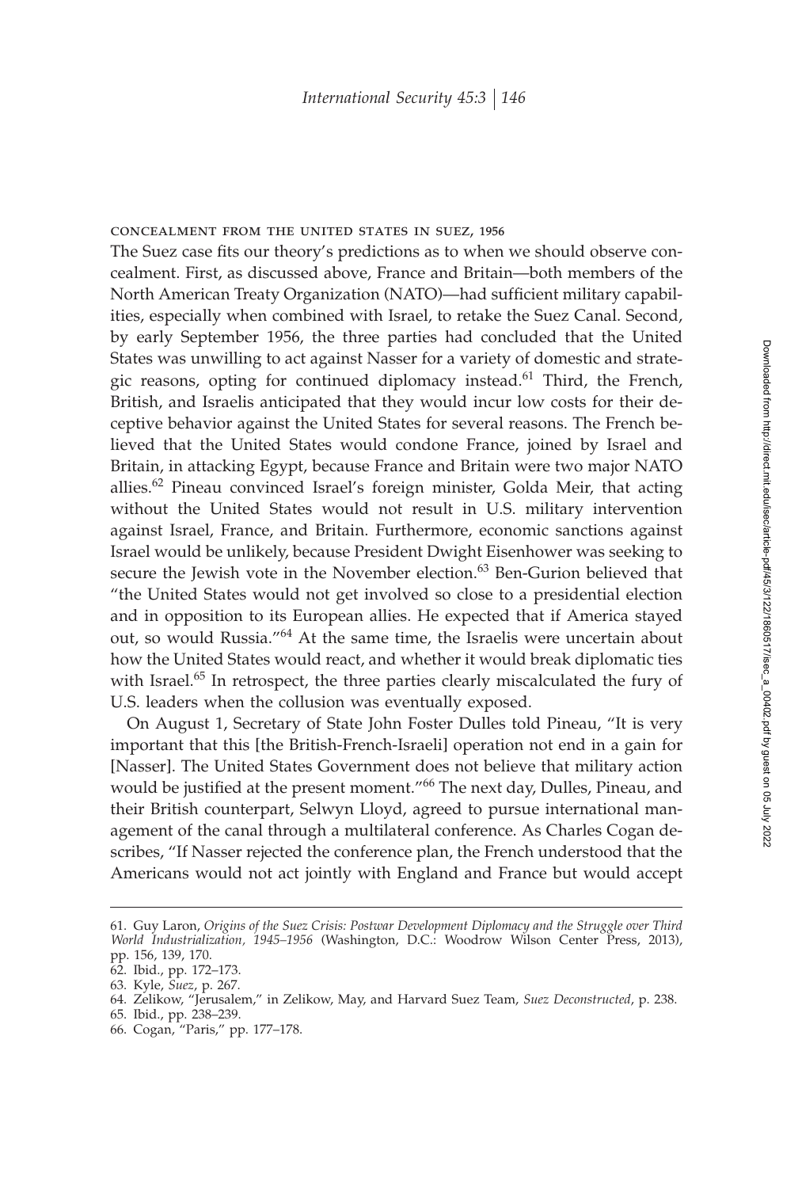#### concealment from the united states in suez, 1956

The Suez case fits our theory's predictions as to when we should observe concealment. First, as discussed above, France and Britain—both members of the North American Treaty Organization (NATO)—had sufficient military capabilities, especially when combined with Israel, to retake the Suez Canal. Second, by early September 1956, the three parties had concluded that the United States was unwilling to act against Nasser for a variety of domestic and strategic reasons, opting for continued diplomacy instead.[61] Third, the French, British, and Israelis anticipated that they would incur low costs for their deceptive behavior against the United States for several reasons. The French believed that the United States would condone France, joined by Israel and Britain, in attacking Egypt, because France and Britain were two major NATO allies.[62] Pineau convinced Israel's foreign minister, Golda Meir, that acting without the United States would not result in U.S. military intervention against Israel, France, and Britain. Furthermore, economic sanctions against Israel would be unlikely, because President Dwight Eisenhower was seeking to secure the Jewish vote in the November election.[63] Ben-Gurion believed that "the United States would not get involved so close to a presidential election and in opposition to its European allies. He expected that if America stayed out, so would Russia."[64] At the same time, the Israelis were uncertain about how the United States would react, and whether it would break diplomatic ties with Israel.[65] In retrospect, the three parties clearly miscalculated the fury of U.S. leaders when the collusion was eventually exposed.

On August 1, Secretary of State John Foster Dulles told Pineau, "It is very important that this [the British-French-Israeli] operation not end in a gain for [Nasser]. The United States Government does not believe that military action would be justified at the present moment."[66] The next day, Dulles, Pineau, and their British counterpart, Selwyn Lloyd, agreed to pursue international management of the canal through a multilateral conference. As Charles Cogan describes, "If Nasser rejected the conference plan, the French understood that the Americans would not act jointly with England and France but would accept

61. Guy Laron, *Origins of the Suez Crisis: Postwar Development Diplomacy and the Struggle over Third World Industrialization, 1945–1956* (Washington, D.C.: Woodrow Wilson Center Press, 2013), pp. 156, 139, 170.
62. Ibid., pp. 172–173.
63. Kyle, *Suez*, p. 267.
64. Zelikow, "Jerusalem," in Zelikow, May, and Harvard Suez Team, *Suez Deconstructed*, p. 238.
65. Ibid., pp. 238–239.
66. Cogan, "Paris," pp. 177–178.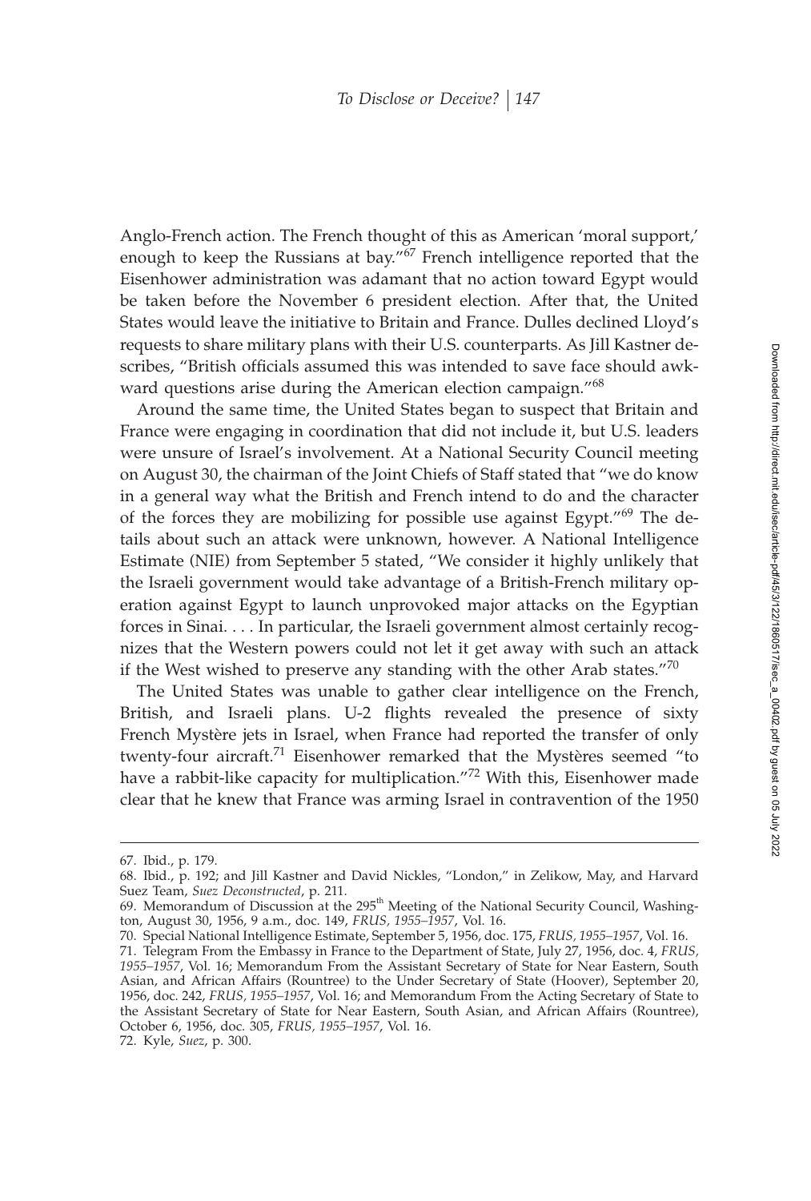Anglo-French action. The French thought of this as American 'moral support,' enough to keep the Russians at bay."[67] French intelligence reported that the Eisenhower administration was adamant that no action toward Egypt would be taken before the November 6 president election. After that, the United States would leave the initiative to Britain and France. Dulles declined Lloyd's requests to share military plans with their U.S. counterparts. As Jill Kastner describes, "British officials assumed this was intended to save face should awkward questions arise during the American election campaign."[68]

Around the same time, the United States began to suspect that Britain and France were engaging in coordination that did not include it, but U.S. leaders were unsure of Israel's involvement. At a National Security Council meeting on August 30, the chairman of the Joint Chiefs of Staff stated that "we do know in a general way what the British and French intend to do and the character of the forces they are mobilizing for possible use against Egypt."[69] The details about such an attack were unknown, however. A National Intelligence Estimate (NIE) from September 5 stated, "We consider it highly unlikely that the Israeli government would take advantage of a British-French military operation against Egypt to launch unprovoked major attacks on the Egyptian forces in Sinai. . . . In particular, the Israeli government almost certainly recognizes that the Western powers could not let it get away with such an attack if the West wished to preserve any standing with the other Arab states."[70]

The United States was unable to gather clear intelligence on the French, British, and Israeli plans. U-2 flights revealed the presence of sixty French Mystère jets in Israel, when France had reported the transfer of only twenty-four aircraft.[71] Eisenhower remarked that the Mystères seemed "to have a rabbit-like capacity for multiplication."[72] With this, Eisenhower made clear that he knew that France was arming Israel in contravention of the 1950

67. Ibid., p. 179.

68. Ibid., p. 192; and Jill Kastner and David Nickles, "London," in Zelikow, May, and Harvard Suez Team, *Suez Deconstructed*, p. 211.

69. Memorandum of Discussion at the 295th Meeting of the National Security Council, Washington, August 30, 1956, 9 a.m., doc. 149, *FRUS, 1955–1957*, Vol. 16.

70. Special National Intelligence Estimate, September 5, 1956, doc. 175, *FRUS, 1955–1957*, Vol. 16.

71. Telegram From the Embassy in France to the Department of State, July 27, 1956, doc. 4, *FRUS, 1955–1957*, Vol. 16; Memorandum From the Assistant Secretary of State for Near Eastern, South Asian, and African Affairs (Rountree) to the Under Secretary of State (Hoover), September 20, 1956, doc. 242, *FRUS, 1955–1957*, Vol. 16; and Memorandum From the Acting Secretary of State to the Assistant Secretary of State for Near Eastern, South Asian, and African Affairs (Rountree), October 6, 1956, doc. 305, *FRUS, 1955–1957*, Vol. 16.

72. Kyle, *Suez*, p. 300.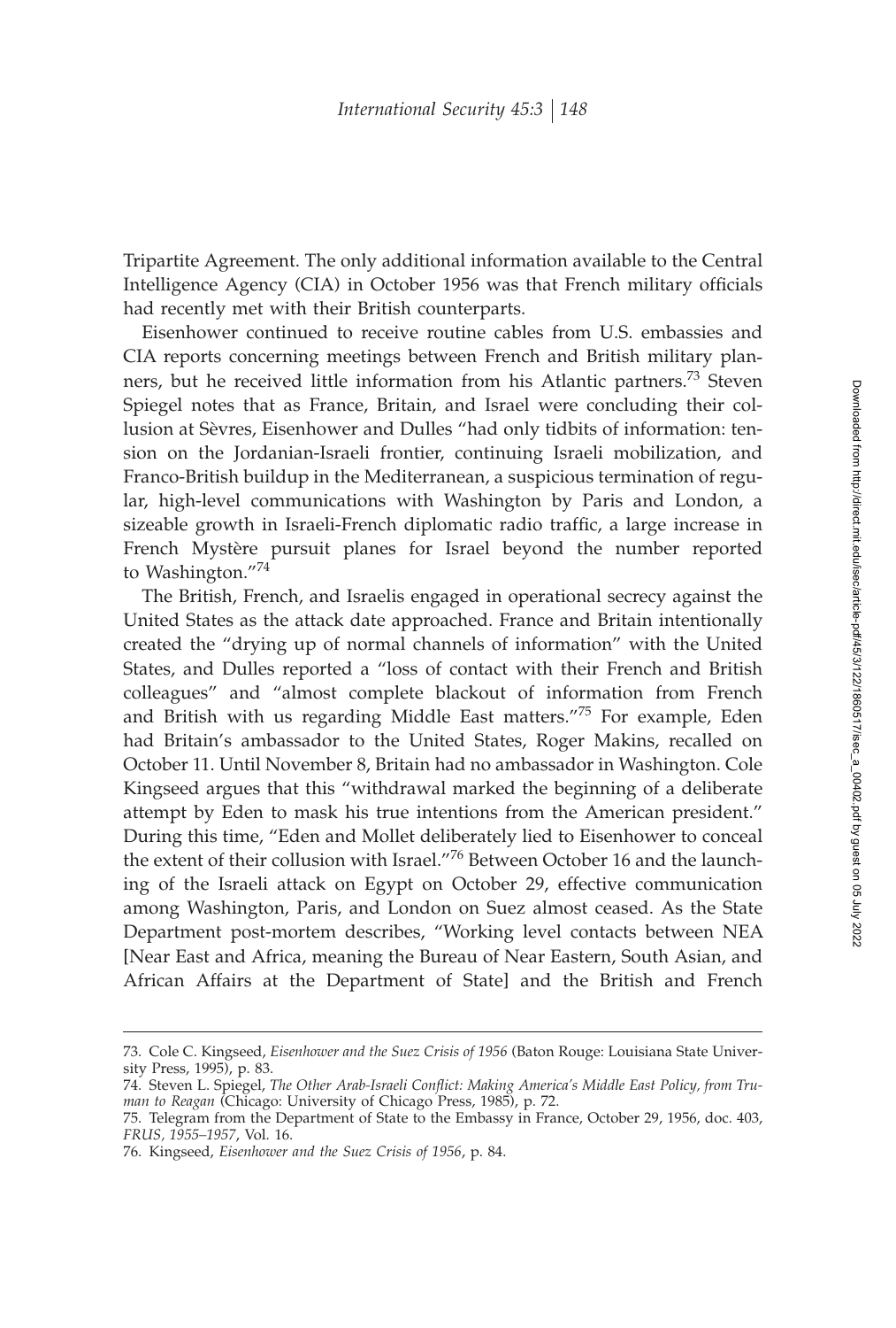Tripartite Agreement. The only additional information available to the Central Intelligence Agency (CIA) in October 1956 was that French military officials had recently met with their British counterparts.

Eisenhower continued to receive routine cables from U.S. embassies and CIA reports concerning meetings between French and British military planners, but he received little information from his Atlantic partners.[73] Steven Spiegel notes that as France, Britain, and Israel were concluding their collusion at Sèvres, Eisenhower and Dulles "had only tidbits of information: tension on the Jordanian-Israeli frontier, continuing Israeli mobilization, and Franco-British buildup in the Mediterranean, a suspicious termination of regular, high-level communications with Washington by Paris and London, a sizeable growth in Israeli-French diplomatic radio traffic, a large increase in French Mystère pursuit planes for Israel beyond the number reported to Washington."[74]

The British, French, and Israelis engaged in operational secrecy against the United States as the attack date approached. France and Britain intentionally created the "drying up of normal channels of information" with the United States, and Dulles reported a "loss of contact with their French and British colleagues" and "almost complete blackout of information from French and British with us regarding Middle East matters."[75] For example, Eden had Britain's ambassador to the United States, Roger Makins, recalled on October 11. Until November 8, Britain had no ambassador in Washington. Cole Kingseed argues that this "withdrawal marked the beginning of a deliberate attempt by Eden to mask his true intentions from the American president." During this time, "Eden and Mollet deliberately lied to Eisenhower to conceal the extent of their collusion with Israel."[76] Between October 16 and the launching of the Israeli attack on Egypt on October 29, effective communication among Washington, Paris, and London on Suez almost ceased. As the State Department post-mortem describes, "Working level contacts between NEA [Near East and Africa, meaning the Bureau of Near Eastern, South Asian, and African Affairs at the Department of State] and the British and French

---

73. Cole C. Kingseed, *Eisenhower and the Suez Crisis of 1956* (Baton Rouge: Louisiana State University Press, 1995), p. 83.

74. Steven L. Spiegel, *The Other Arab-Israeli Conflict: Making America's Middle East Policy, from Truman to Reagan* (Chicago: University of Chicago Press, 1985), p. 72.

75. Telegram from the Department of State to the Embassy in France, October 29, 1956, doc. 403, *FRUS, 1955–1957*, Vol. 16.

76. Kingseed, *Eisenhower and the Suez Crisis of 1956*, p. 84.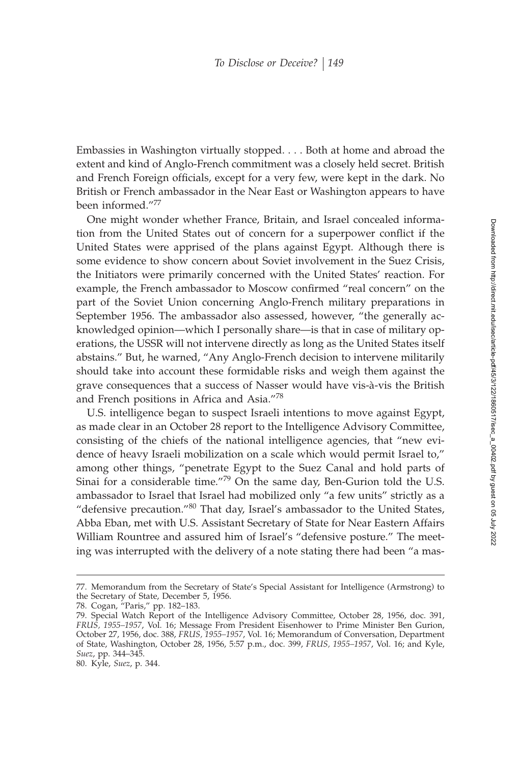Embassies in Washington virtually stopped. . . . Both at home and abroad the extent and kind of Anglo-French commitment was a closely held secret. British and French Foreign officials, except for a very few, were kept in the dark. No British or French ambassador in the Near East or Washington appears to have been informed."[77]

One might wonder whether France, Britain, and Israel concealed information from the United States out of concern for a superpower conflict if the United States were apprised of the plans against Egypt. Although there is some evidence to show concern about Soviet involvement in the Suez Crisis, the Initiators were primarily concerned with the United States' reaction. For example, the French ambassador to Moscow confirmed "real concern" on the part of the Soviet Union concerning Anglo-French military preparations in September 1956. The ambassador also assessed, however, "the generally acknowledged opinion—which I personally share—is that in case of military operations, the USSR will not intervene directly as long as the United States itself abstains." But, he warned, "Any Anglo-French decision to intervene militarily should take into account these formidable risks and weigh them against the grave consequences that a success of Nasser would have vis-à-vis the British and French positions in Africa and Asia."[78]

U.S. intelligence began to suspect Israeli intentions to move against Egypt, as made clear in an October 28 report to the Intelligence Advisory Committee, consisting of the chiefs of the national intelligence agencies, that "new evidence of heavy Israeli mobilization on a scale which would permit Israel to," among other things, "penetrate Egypt to the Suez Canal and hold parts of Sinai for a considerable time."[79] On the same day, Ben-Gurion told the U.S. ambassador to Israel that Israel had mobilized only "a few units" strictly as a "defensive precaution."[80] That day, Israel's ambassador to the United States, Abba Eban, met with U.S. Assistant Secretary of State for Near Eastern Affairs William Rountree and assured him of Israel's "defensive posture." The meeting was interrupted with the delivery of a note stating there had been "a mas-

77. Memorandum from the Secretary of State's Special Assistant for Intelligence (Armstrong) to the Secretary of State, December 5, 1956.

78. Cogan, "Paris," pp. 182–183.

79. Special Watch Report of the Intelligence Advisory Committee, October 28, 1956, doc. 391, *FRUS, 1955–1957*, Vol. 16; Message From President Eisenhower to Prime Minister Ben Gurion, October 27, 1956, doc. 388, *FRUS, 1955–1957*, Vol. 16; Memorandum of Conversation, Department of State, Washington, October 28, 1956, 5:57 p.m., doc. 399, *FRUS, 1955–1957*, Vol. 16; and Kyle, *Suez*, pp. 344–345.

80. Kyle, *Suez*, p. 344.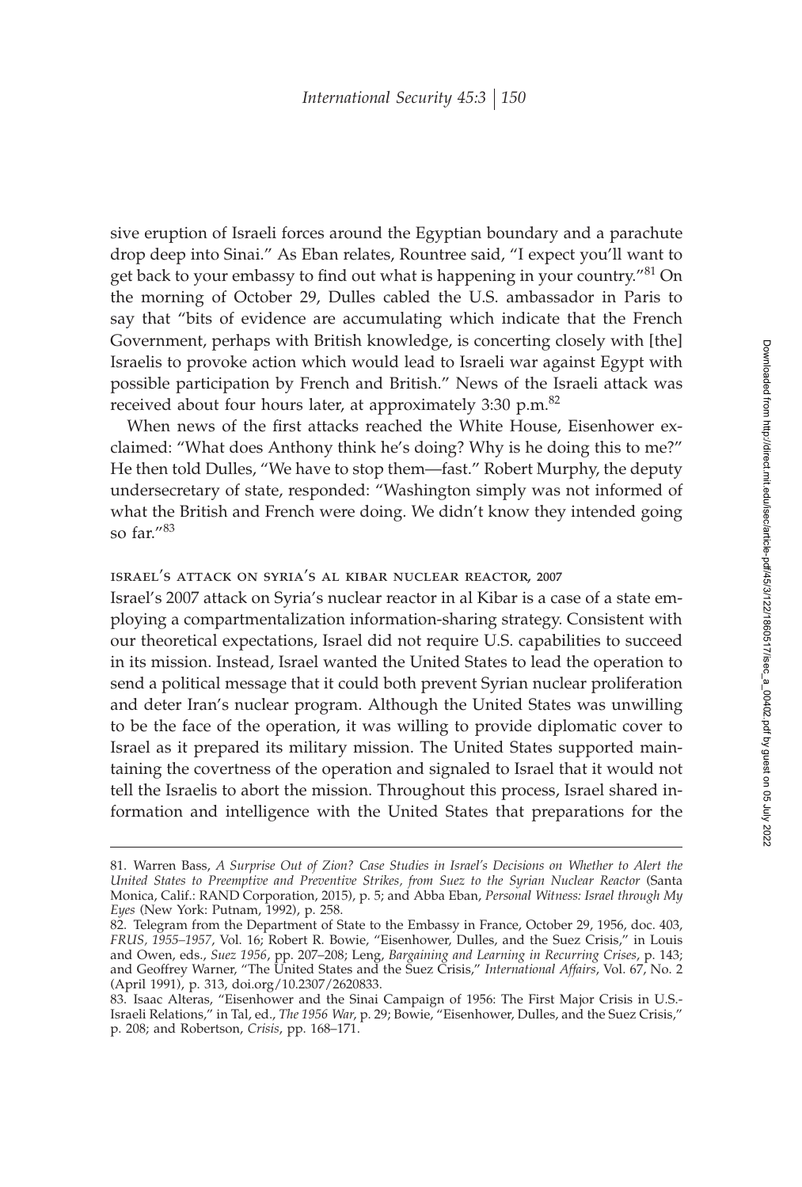sive eruption of Israeli forces around the Egyptian boundary and a parachute drop deep into Sinai." As Eban relates, Rountree said, "I expect you'll want to get back to your embassy to find out what is happening in your country."[81] On the morning of October 29, Dulles cabled the U.S. ambassador in Paris to say that "bits of evidence are accumulating which indicate that the French Government, perhaps with British knowledge, is concerting closely with [the] Israelis to provoke action which would lead to Israeli war against Egypt with possible participation by French and British." News of the Israeli attack was received about four hours later, at approximately 3:30 p.m.[82]

When news of the first attacks reached the White House, Eisenhower exclaimed: "What does Anthony think he's doing? Why is he doing this to me?" He then told Dulles, "We have to stop them—fast." Robert Murphy, the deputy undersecretary of state, responded: "Washington simply was not informed of what the British and French were doing. We didn't know they intended going so far."[83]

### israel's attack on syria's al kibar nuclear reactor, 2007

Israel's 2007 attack on Syria's nuclear reactor in al Kibar is a case of a state employing a compartmentalization information-sharing strategy. Consistent with our theoretical expectations, Israel did not require U.S. capabilities to succeed in its mission. Instead, Israel wanted the United States to lead the operation to send a political message that it could both prevent Syrian nuclear proliferation and deter Iran's nuclear program. Although the United States was unwilling to be the face of the operation, it was willing to provide diplomatic cover to Israel as it prepared its military mission. The United States supported maintaining the covertness of the operation and signaled to Israel that it would not tell the Israelis to abort the mission. Throughout this process, Israel shared information and intelligence with the United States that preparations for the

---

81. Warren Bass, *A Surprise Out of Zion? Case Studies in Israel's Decisions on Whether to Alert the United States to Preemptive and Preventive Strikes, from Suez to the Syrian Nuclear Reactor* (Santa Monica, Calif.: RAND Corporation, 2015), p. 5; and Abba Eban, *Personal Witness: Israel through My Eyes* (New York: Putnam, 1992), p. 258.

82. Telegram from the Department of State to the Embassy in France, October 29, 1956, doc. 403, *FRUS, 1955–1957*, Vol. 16; Robert R. Bowie, "Eisenhower, Dulles, and the Suez Crisis," in Louis and Owen, eds., *Suez 1956*, pp. 207–208; Leng, *Bargaining and Learning in Recurring Crises*, p. 143; and Geoffrey Warner, "The United States and the Suez Crisis," *International Affairs*, Vol. 67, No. 2 (April 1991), p. 313, doi.org/10.2307/2620833.

83. Isaac Alteras, "Eisenhower and the Sinai Campaign of 1956: The First Major Crisis in U.S.-Israeli Relations," in Tal, ed., *The 1956 War*, p. 29; Bowie, "Eisenhower, Dulles, and the Suez Crisis," p. 208; and Robertson, *Crisis*, pp. 168–171.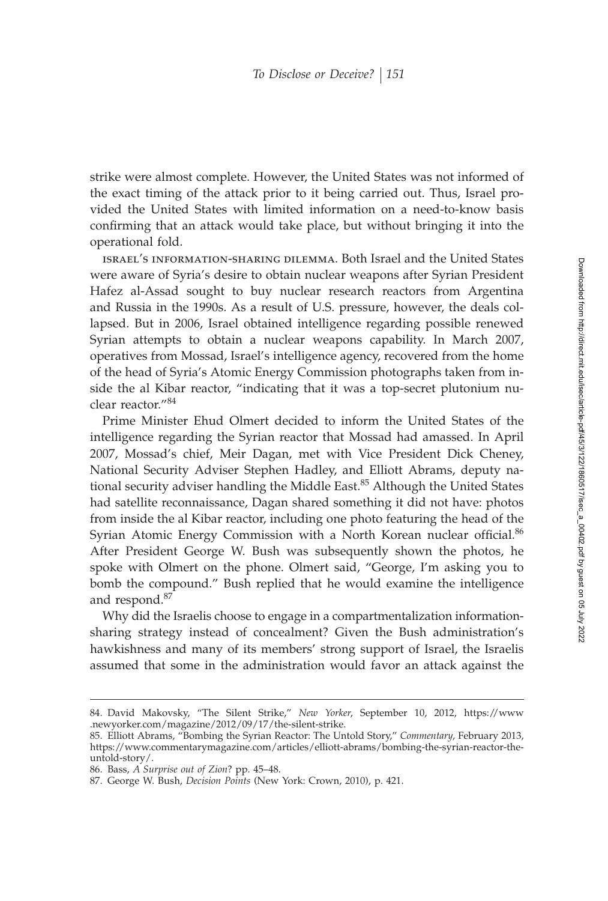strike were almost complete. However, the United States was not informed of the exact timing of the attack prior to it being carried out. Thus, Israel provided the United States with limited information on a need-to-know basis confirming that an attack would take place, but without bringing it into the operational fold.

ISRAEL'S INFORMATION-SHARING DILEMMA. Both Israel and the United States were aware of Syria's desire to obtain nuclear weapons after Syrian President Hafez al-Assad sought to buy nuclear research reactors from Argentina and Russia in the 1990s. As a result of U.S. pressure, however, the deals collapsed. But in 2006, Israel obtained intelligence regarding possible renewed Syrian attempts to obtain a nuclear weapons capability. In March 2007, operatives from Mossad, Israel's intelligence agency, recovered from the home of the head of Syria's Atomic Energy Commission photographs taken from inside the al Kibar reactor, "indicating that it was a top-secret plutonium nuclear reactor."[84]

Prime Minister Ehud Olmert decided to inform the United States of the intelligence regarding the Syrian reactor that Mossad had amassed. In April 2007, Mossad's chief, Meir Dagan, met with Vice President Dick Cheney, National Security Adviser Stephen Hadley, and Elliott Abrams, deputy national security adviser handling the Middle East.[85] Although the United States had satellite reconnaissance, Dagan shared something it did not have: photos from inside the al Kibar reactor, including one photo featuring the head of the Syrian Atomic Energy Commission with a North Korean nuclear official.[86] After President George W. Bush was subsequently shown the photos, he spoke with Olmert on the phone. Olmert said, "George, I'm asking you to bomb the compound." Bush replied that he would examine the intelligence and respond.[87]

Why did the Israelis choose to engage in a compartmentalization information-sharing strategy instead of concealment? Given the Bush administration's hawkishness and many of its members' strong support of Israel, the Israelis assumed that some in the administration would favor an attack against the

---

84. David Makovsky, "The Silent Strike," *New Yorker*, September 10, 2012, https://www.newyorker.com/magazine/2012/09/17/the-silent-strike.

85. Elliott Abrams, "Bombing the Syrian Reactor: The Untold Story," *Commentary*, February 2013, https://www.commentarymagazine.com/articles/elliott-abrams/bombing-the-syrian-reactor-the-untold-story/.

86. Bass, *A Surprise out of Zion*? pp. 45–48.

87. George W. Bush, *Decision Points* (New York: Crown, 2010), p. 421.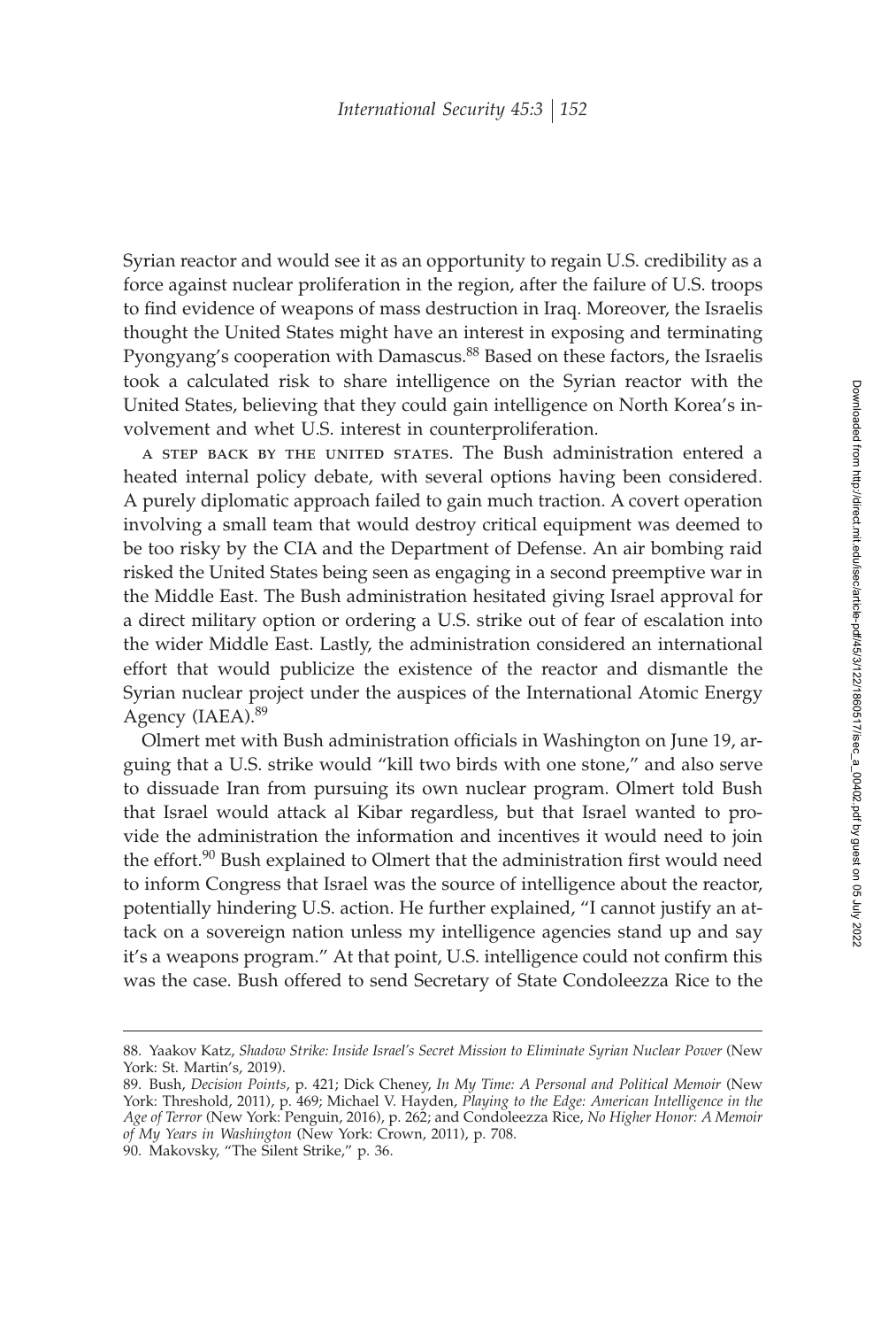Syrian reactor and would see it as an opportunity to regain U.S. credibility as a force against nuclear proliferation in the region, after the failure of U.S. troops to find evidence of weapons of mass destruction in Iraq. Moreover, the Israelis thought the United States might have an interest in exposing and terminating Pyongyang's cooperation with Damascus.[88] Based on these factors, the Israelis took a calculated risk to share intelligence on the Syrian reactor with the United States, believing that they could gain intelligence on North Korea's involvement and whet U.S. interest in counterproliferation.

A STEP BACK BY THE UNITED STATES. The Bush administration entered a heated internal policy debate, with several options having been considered. A purely diplomatic approach failed to gain much traction. A covert operation involving a small team that would destroy critical equipment was deemed to be too risky by the CIA and the Department of Defense. An air bombing raid risked the United States being seen as engaging in a second preemptive war in the Middle East. The Bush administration hesitated giving Israel approval for a direct military option or ordering a U.S. strike out of fear of escalation into the wider Middle East. Lastly, the administration considered an international effort that would publicize the existence of the reactor and dismantle the Syrian nuclear project under the auspices of the International Atomic Energy Agency (IAEA).[89]

Olmert met with Bush administration officials in Washington on June 19, arguing that a U.S. strike would "kill two birds with one stone," and also serve to dissuade Iran from pursuing its own nuclear program. Olmert told Bush that Israel would attack al Kibar regardless, but that Israel wanted to provide the administration the information and incentives it would need to join the effort.[90] Bush explained to Olmert that the administration first would need to inform Congress that Israel was the source of intelligence about the reactor, potentially hindering U.S. action. He further explained, "I cannot justify an attack on a sovereign nation unless my intelligence agencies stand up and say it's a weapons program." At that point, U.S. intelligence could not confirm this was the case. Bush offered to send Secretary of State Condoleezza Rice to the

---

88. Yaakov Katz, *Shadow Strike: Inside Israel's Secret Mission to Eliminate Syrian Nuclear Power* (New York: St. Martin's, 2019).

89. Bush, *Decision Points*, p. 421; Dick Cheney, *In My Time: A Personal and Political Memoir* (New York: Threshold, 2011), p. 469; Michael V. Hayden, *Playing to the Edge: American Intelligence in the Age of Terror* (New York: Penguin, 2016), p. 262; and Condoleezza Rice, *No Higher Honor: A Memoir of My Years in Washington* (New York: Crown, 2011), p. 708.

90. Makovsky, "The Silent Strike," p. 36.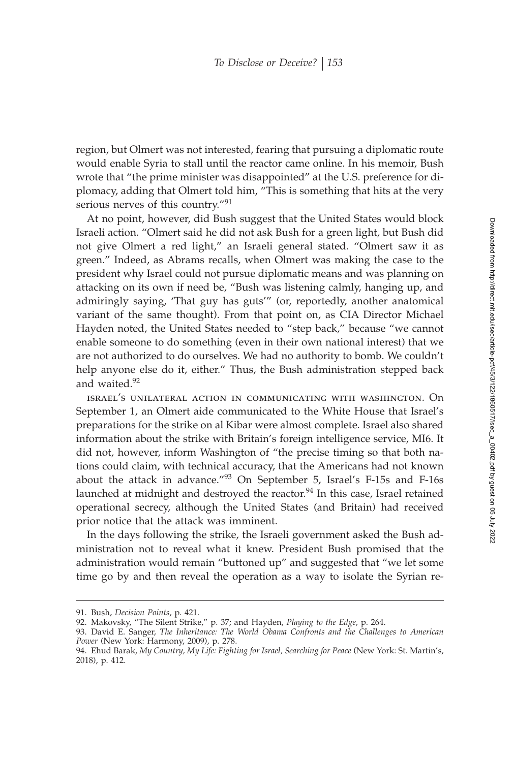region, but Olmert was not interested, fearing that pursuing a diplomatic route would enable Syria to stall until the reactor came online. In his memoir, Bush wrote that "the prime minister was disappointed" at the U.S. preference for diplomacy, adding that Olmert told him, "This is something that hits at the very serious nerves of this country."[91]

At no point, however, did Bush suggest that the United States would block Israeli action. "Olmert said he did not ask Bush for a green light, but Bush did not give Olmert a red light," an Israeli general stated. "Olmert saw it as green." Indeed, as Abrams recalls, when Olmert was making the case to the president why Israel could not pursue diplomatic means and was planning on attacking on its own if need be, "Bush was listening calmly, hanging up, and admiringly saying, 'That guy has guts'" (or, reportedly, another anatomical variant of the same thought). From that point on, as CIA Director Michael Hayden noted, the United States needed to "step back," because "we cannot enable someone to do something (even in their own national interest) that we are not authorized to do ourselves. We had no authority to bomb. We couldn't help anyone else do it, either." Thus, the Bush administration stepped back and waited.[92]

israel's unilateral action in communicating with washington. On September 1, an Olmert aide communicated to the White House that Israel's preparations for the strike on al Kibar were almost complete. Israel also shared information about the strike with Britain's foreign intelligence service, MI6. It did not, however, inform Washington of "the precise timing so that both nations could claim, with technical accuracy, that the Americans had not known about the attack in advance."[93] On September 5, Israel's F-15s and F-16s launched at midnight and destroyed the reactor.[94] In this case, Israel retained operational secrecy, although the United States (and Britain) had received prior notice that the attack was imminent.

In the days following the strike, the Israeli government asked the Bush administration not to reveal what it knew. President Bush promised that the administration would remain "buttoned up" and suggested that "we let some time go by and then reveal the operation as a way to isolate the Syrian re-

91. Bush, *Decision Points*, p. 421.

92. Makovsky, "The Silent Strike," p. 37; and Hayden, *Playing to the Edge*, p. 264.

93. David E. Sanger, *The Inheritance: The World Obama Confronts and the Challenges to American Power* (New York: Harmony, 2009), p. 278.

94. Ehud Barak, *My Country, My Life: Fighting for Israel, Searching for Peace* (New York: St. Martin's, 2018), p. 412.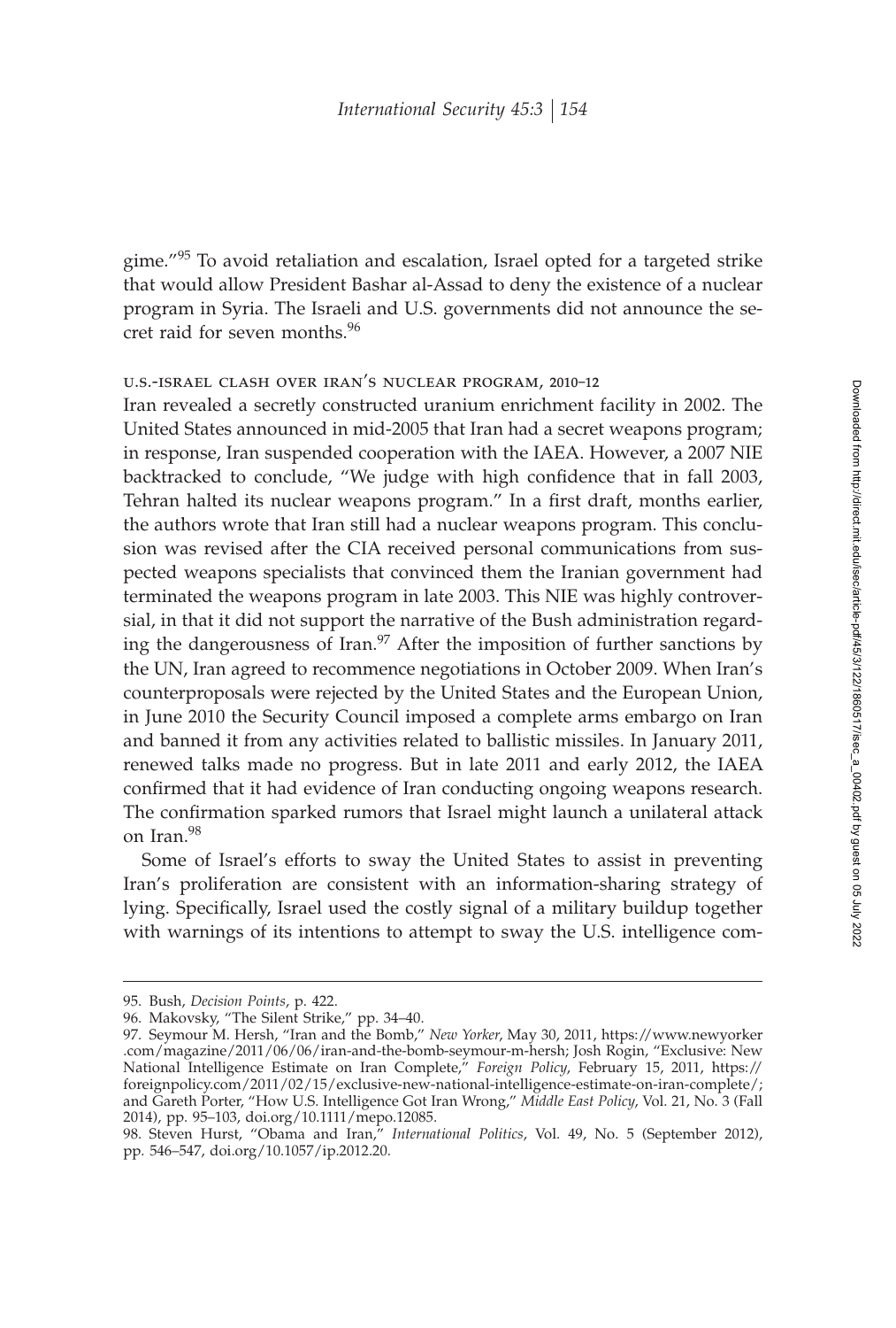gime."[95] To avoid retaliation and escalation, Israel opted for a targeted strike that would allow President Bashar al-Assad to deny the existence of a nuclear program in Syria. The Israeli and U.S. governments did not announce the secret raid for seven months.[96]

### U.S.-Israel Clash over Iran's Nuclear Program, 2010–12

Iran revealed a secretly constructed uranium enrichment facility in 2002. The United States announced in mid-2005 that Iran had a secret weapons program; in response, Iran suspended cooperation with the IAEA. However, a 2007 NIE backtracked to conclude, "We judge with high confidence that in fall 2003, Tehran halted its nuclear weapons program." In a first draft, months earlier, the authors wrote that Iran still had a nuclear weapons program. This conclusion was revised after the CIA received personal communications from suspected weapons specialists that convinced them the Iranian government had terminated the weapons program in late 2003. This NIE was highly controversial, in that it did not support the narrative of the Bush administration regarding the dangerousness of Iran.[97] After the imposition of further sanctions by the UN, Iran agreed to recommence negotiations in October 2009. When Iran's counterproposals were rejected by the United States and the European Union, in June 2010 the Security Council imposed a complete arms embargo on Iran and banned it from any activities related to ballistic missiles. In January 2011, renewed talks made no progress. But in late 2011 and early 2012, the IAEA confirmed that it had evidence of Iran conducting ongoing weapons research. The confirmation sparked rumors that Israel might launch a unilateral attack on Iran.[98]

Some of Israel's efforts to sway the United States to assist in preventing Iran's proliferation are consistent with an information-sharing strategy of lying. Specifically, Israel used the costly signal of a military buildup together with warnings of its intentions to attempt to sway the U.S. intelligence com-

---

95. Bush, *Decision Points*, p. 422.

96. Makovsky, "The Silent Strike," pp. 34–40.

97. Seymour M. Hersh, "Iran and the Bomb," *New Yorker*, May 30, 2011, https://www.newyorker.com/magazine/2011/06/06/iran-and-the-bomb-seymour-m-hersh; Josh Rogin, "Exclusive: New National Intelligence Estimate on Iran Complete," *Foreign Policy*, February 15, 2011, https://foreignpolicy.com/2011/02/15/exclusive-new-national-intelligence-estimate-on-iran-complete/; and Gareth Porter, "How U.S. Intelligence Got Iran Wrong," *Middle East Policy*, Vol. 21, No. 3 (Fall 2014), pp. 95–103, doi.org/10.1111/mepo.12085.

98. Steven Hurst, "Obama and Iran," *International Politics*, Vol. 49, No. 5 (September 2012), pp. 546–547, doi.org/10.1057/ip.2012.20.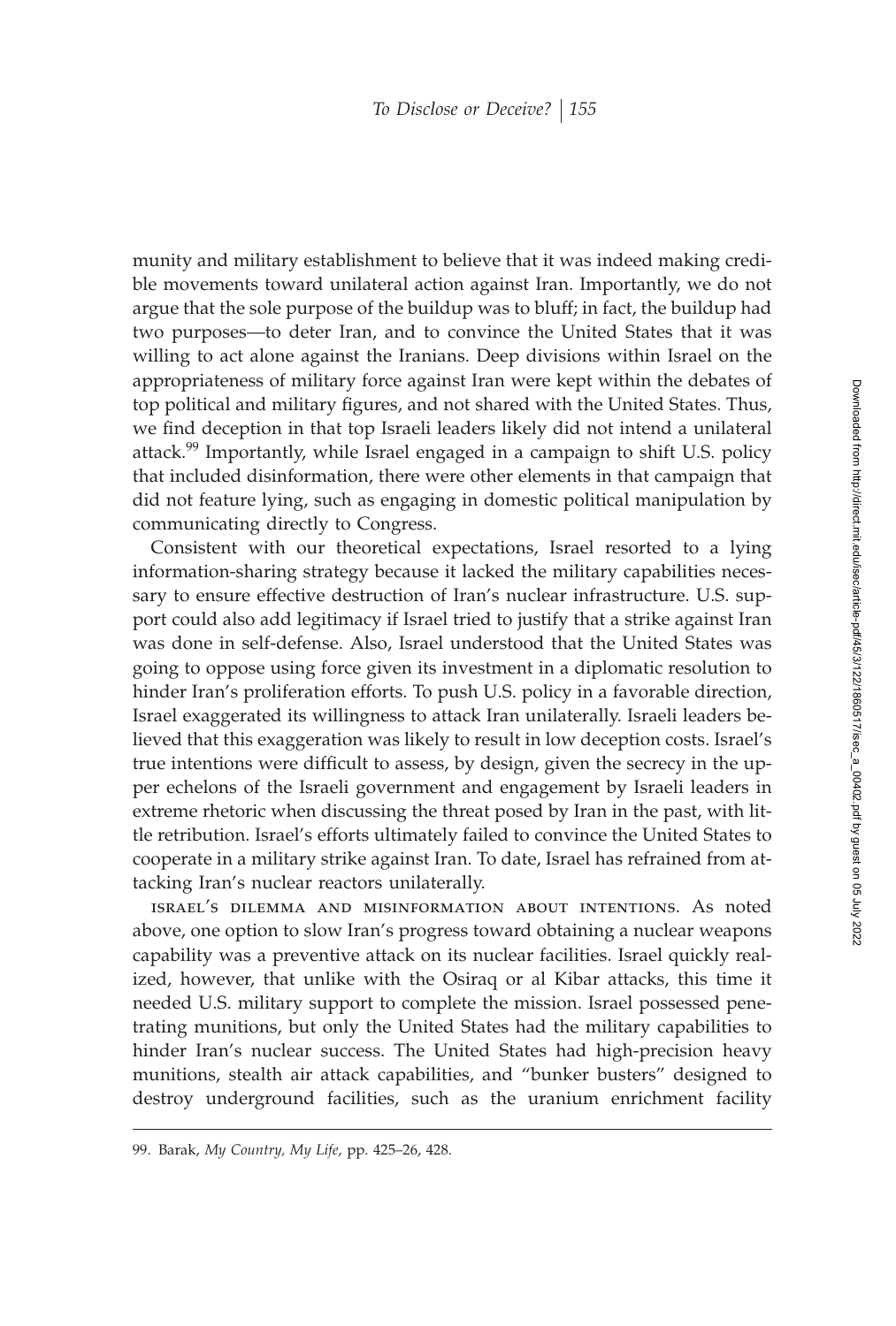munity and military establishment to believe that it was indeed making credible movements toward unilateral action against Iran. Importantly, we do not argue that the sole purpose of the buildup was to bluff; in fact, the buildup had two purposes—to deter Iran, and to convince the United States that it was willing to act alone against the Iranians. Deep divisions within Israel on the appropriateness of military force against Iran were kept within the debates of top political and military figures, and not shared with the United States. Thus, we find deception in that top Israeli leaders likely did not intend a unilateral attack.[99] Importantly, while Israel engaged in a campaign to shift U.S. policy that included disinformation, there were other elements in that campaign that did not feature lying, such as engaging in domestic political manipulation by communicating directly to Congress.

Consistent with our theoretical expectations, Israel resorted to a lying information-sharing strategy because it lacked the military capabilities necessary to ensure effective destruction of Iran's nuclear infrastructure. U.S. support could also add legitimacy if Israel tried to justify that a strike against Iran was done in self-defense. Also, Israel understood that the United States was going to oppose using force given its investment in a diplomatic resolution to hinder Iran's proliferation efforts. To push U.S. policy in a favorable direction, Israel exaggerated its willingness to attack Iran unilaterally. Israeli leaders believed that this exaggeration was likely to result in low deception costs. Israel's true intentions were difficult to assess, by design, given the secrecy in the upper echelons of the Israeli government and engagement by Israeli leaders in extreme rhetoric when discussing the threat posed by Iran in the past, with little retribution. Israel's efforts ultimately failed to convince the United States to cooperate in a military strike against Iran. To date, Israel has refrained from attacking Iran's nuclear reactors unilaterally.

ISRAEL'S DILEMMA AND MISINFORMATION ABOUT INTENTIONS. As noted above, one option to slow Iran's progress toward obtaining a nuclear weapons capability was a preventive attack on its nuclear facilities. Israel quickly realized, however, that unlike with the Osiraq or al Kibar attacks, this time it needed U.S. military support to complete the mission. Israel possessed penetrating munitions, but only the United States had the military capabilities to hinder Iran's nuclear success. The United States had high-precision heavy munitions, stealth air attack capabilities, and "bunker busters" designed to destroy underground facilities, such as the uranium enrichment facility

99. Barak, *My Country, My Life*, pp. 425–26, 428.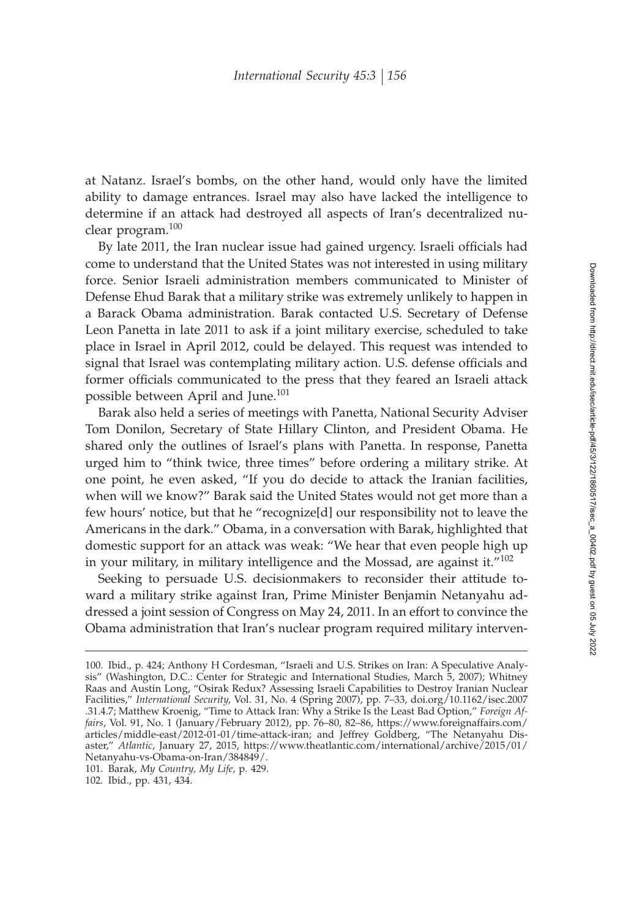at Natanz. Israel's bombs, on the other hand, would only have the limited ability to damage entrances. Israel may also have lacked the intelligence to determine if an attack had destroyed all aspects of Iran's decentralized nuclear program.[100]

By late 2011, the Iran nuclear issue had gained urgency. Israeli officials had come to understand that the United States was not interested in using military force. Senior Israeli administration members communicated to Minister of Defense Ehud Barak that a military strike was extremely unlikely to happen in a Barack Obama administration. Barak contacted U.S. Secretary of Defense Leon Panetta in late 2011 to ask if a joint military exercise, scheduled to take place in Israel in April 2012, could be delayed. This request was intended to signal that Israel was contemplating military action. U.S. defense officials and former officials communicated to the press that they feared an Israeli attack possible between April and June.[101]

Barak also held a series of meetings with Panetta, National Security Adviser Tom Donilon, Secretary of State Hillary Clinton, and President Obama. He shared only the outlines of Israel's plans with Panetta. In response, Panetta urged him to "think twice, three times" before ordering a military strike. At one point, he even asked, "If you do decide to attack the Iranian facilities, when will we know?" Barak said the United States would not get more than a few hours' notice, but that he "recognize[d] our responsibility not to leave the Americans in the dark." Obama, in a conversation with Barak, highlighted that domestic support for an attack was weak: "We hear that even people high up in your military, in military intelligence and the Mossad, are against it."[102]

Seeking to persuade U.S. decisionmakers to reconsider their attitude toward a military strike against Iran, Prime Minister Benjamin Netanyahu addressed a joint session of Congress on May 24, 2011. In an effort to convince the Obama administration that Iran's nuclear program required military interven-

---

100. Ibid., p. 424; Anthony H Cordesman, "Israeli and U.S. Strikes on Iran: A Speculative Analysis" (Washington, D.C.: Center for Strategic and International Studies, March 5, 2007); Whitney Raas and Austin Long, "Osirak Redux? Assessing Israeli Capabilities to Destroy Iranian Nuclear Facilities," *International Security*, Vol. 31, No. 4 (Spring 2007), pp. 7–33, doi.org/10.1162/isec.2007.31.4.7; Matthew Kroenig, "Time to Attack Iran: Why a Strike Is the Least Bad Option," *Foreign Affairs*, Vol. 91, No. 1 (January/February 2012), pp. 76–80, 82–86, https://www.foreignaffairs.com/articles/middle-east/2012-01-01/time-attack-iran; and Jeffrey Goldberg, "The Netanyahu Disaster," *Atlantic*, January 27, 2015, https://www.theatlantic.com/international/archive/2015/01/Netanyahu-vs-Obama-on-Iran/384849/.

101. Barak, *My Country, My Life*, p. 429.

102. Ibid., pp. 431, 434.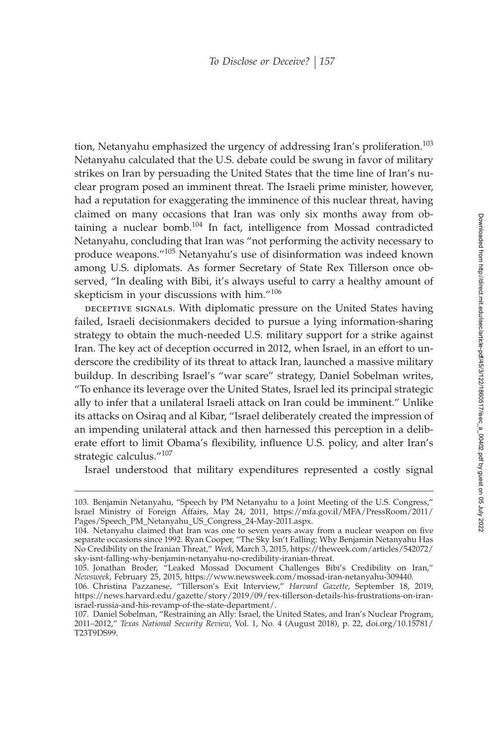tion, Netanyahu emphasized the urgency of addressing Iran's proliferation.[103] Netanyahu calculated that the U.S. debate could be swung in favor of military strikes on Iran by persuading the United States that the time line of Iran's nuclear program posed an imminent threat. The Israeli prime minister, however, had a reputation for exaggerating the imminence of this nuclear threat, having claimed on many occasions that Iran was only six months away from obtaining a nuclear bomb.[104] In fact, intelligence from Mossad contradicted Netanyahu, concluding that Iran was "not performing the activity necessary to produce weapons."[105] Netanyahu's use of disinformation was indeed known among U.S. diplomats. As former Secretary of State Rex Tillerson once observed, "In dealing with Bibi, it's always useful to carry a healthy amount of skepticism in your discussions with him."[106]

DECEPTIVE SIGNALS. With diplomatic pressure on the United States having failed, Israeli decisionmakers decided to pursue a lying information-sharing strategy to obtain the much-needed U.S. military support for a strike against Iran. The key act of deception occurred in 2012, when Israel, in an effort to underscore the credibility of its threat to attack Iran, launched a massive military buildup. In describing Israel's "war scare" strategy, Daniel Sobelman writes, "To enhance its leverage over the United States, Israel led its principal strategic ally to infer that a unilateral Israeli attack on Iran could be imminent." Unlike its attacks on Osiraq and al Kibar, "Israel deliberately created the impression of an impending unilateral attack and then harnessed this perception in a deliberate effort to limit Obama's flexibility, influence U.S. policy, and alter Iran's strategic calculus."[107]

Israel understood that military expenditures represented a costly signal

103. Benjamin Netanyahu, "Speech by PM Netanyahu to a Joint Meeting of the U.S. Congress," Israel Ministry of Foreign Affairs, May 24, 2011, https://mfa.gov.il/MFA/PressRoom/2011/Pages/Speech_PM_Netanyahu_US_Congress_24-May-2011.aspx.

104. Netanyahu claimed that Iran was one to seven years away from a nuclear weapon on five separate occasions since 1992. Ryan Cooper, "The Sky Isn't Falling: Why Benjamin Netanyahu Has No Credibility on the Iranian Threat," *Week*, March 3, 2015, https://theweek.com/articles/542072/sky-isnt-falling-why-benjamin-netanyahu-no-credibility-iranian-threat.

105. Jonathan Broder, "Leaked Mossad Document Challenges Bibi's Credibility on Iran," *Newsweek*, February 25, 2015, https://www.newsweek.com/mossad-iran-netanyahu-309440.

106. Christina Pazzanese, "Tillerson's Exit Interview," *Harvard Gazette*, September 18, 2019, https://news.harvard.edu/gazette/story/2019/09/rex-tillerson-details-his-frustrations-on-iran-israel-russia-and-his-revamp-of-the-state-department/.

107. Daniel Sobelman, "Restraining an Ally: Israel, the United States, and Iran's Nuclear Program, 2011–2012," *Texas National Security Review*, Vol. 1, No. 4 (August 2018), p. 22, doi.org/10.15781/T23T9DS99.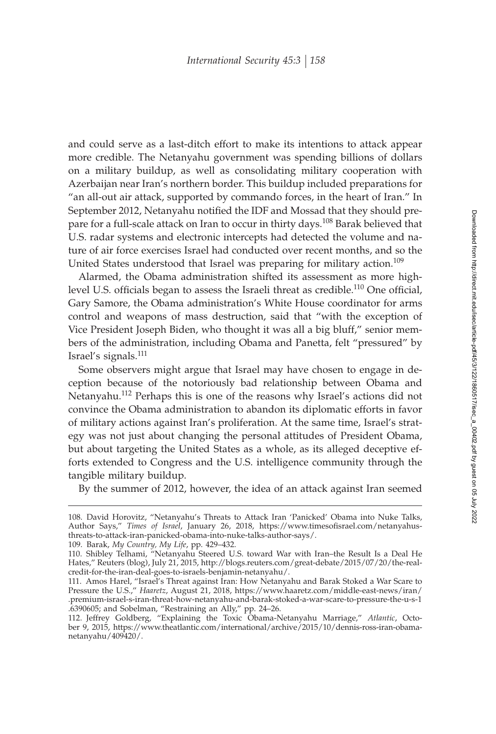and could serve as a last-ditch effort to make its intentions to attack appear more credible. The Netanyahu government was spending billions of dollars on a military buildup, as well as consolidating military cooperation with Azerbaijan near Iran's northern border. This buildup included preparations for "an all-out air attack, supported by commando forces, in the heart of Iran." In September 2012, Netanyahu notified the IDF and Mossad that they should prepare for a full-scale attack on Iran to occur in thirty days.[108] Barak believed that U.S. radar systems and electronic intercepts had detected the volume and nature of air force exercises Israel had conducted over recent months, and so the United States understood that Israel was preparing for military action.[109]

Alarmed, the Obama administration shifted its assessment as more high-level U.S. officials began to assess the Israeli threat as credible.[110] One official, Gary Samore, the Obama administration's White House coordinator for arms control and weapons of mass destruction, said that "with the exception of Vice President Joseph Biden, who thought it was all a big bluff," senior members of the administration, including Obama and Panetta, felt "pressured" by Israel's signals.[111]

Some observers might argue that Israel may have chosen to engage in deception because of the notoriously bad relationship between Obama and Netanyahu.[112] Perhaps this is one of the reasons why Israel's actions did not convince the Obama administration to abandon its diplomatic efforts in favor of military actions against Iran's proliferation. At the same time, Israel's strategy was not just about changing the personal attitudes of President Obama, but about targeting the United States as a whole, as its alleged deceptive efforts extended to Congress and the U.S. intelligence community through the tangible military buildup.

By the summer of 2012, however, the idea of an attack against Iran seemed

---

108. David Horovitz, "Netanyahu's Threats to Attack Iran 'Panicked' Obama into Nuke Talks, Author Says," *Times of Israel*, January 26, 2018, https://www.timesofisrael.com/netanyahus-threats-to-attack-iran-panicked-obama-into-nuke-talks-author-says/.

109. Barak, *My Country, My Life*, pp. 429–432.

110. Shibley Telhami, "Netanyahu Steered U.S. toward War with Iran–the Result Is a Deal He Hates," Reuters (blog), July 21, 2015, http://blogs.reuters.com/great-debate/2015/07/20/the-real-credit-for-the-iran-deal-goes-to-israels-benjamin-netanyahu/.

111. Amos Harel, "Israel's Threat against Iran: How Netanyahu and Barak Stoked a War Scare to Pressure the U.S.," *Haaretz*, August 21, 2018, https://www.haaretz.com/middle-east-news/iran/.premium-israel-s-iran-threat-how-netanyahu-and-barak-stoked-a-war-scare-to-pressure-the-u-s-1.6390605; and Sobelman, "Restraining an Ally," pp. 24–26.

112. Jeffrey Goldberg, "Explaining the Toxic Obama-Netanyahu Marriage," *Atlantic*, October 9, 2015, https://www.theatlantic.com/international/archive/2015/10/dennis-ross-iran-obama-netanyahu/409420/.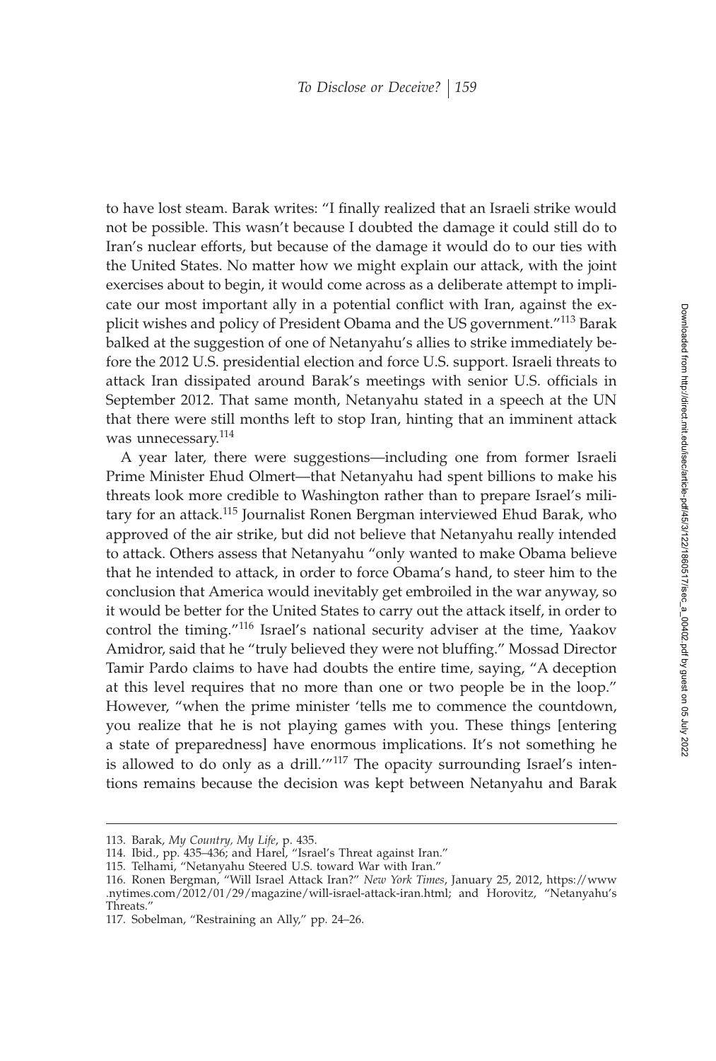to have lost steam. Barak writes: "I finally realized that an Israeli strike would not be possible. This wasn't because I doubted the damage it could still do to Iran's nuclear efforts, but because of the damage it would do to our ties with the United States. No matter how we might explain our attack, with the joint exercises about to begin, it would come across as a deliberate attempt to implicate our most important ally in a potential conflict with Iran, against the explicit wishes and policy of President Obama and the US government."[113] Barak balked at the suggestion of one of Netanyahu's allies to strike immediately before the 2012 U.S. presidential election and force U.S. support. Israeli threats to attack Iran dissipated around Barak's meetings with senior U.S. officials in September 2012. That same month, Netanyahu stated in a speech at the UN that there were still months left to stop Iran, hinting that an imminent attack was unnecessary.[114]

A year later, there were suggestions—including one from former Israeli Prime Minister Ehud Olmert—that Netanyahu had spent billions to make his threats look more credible to Washington rather than to prepare Israel's military for an attack.[115] Journalist Ronen Bergman interviewed Ehud Barak, who approved of the air strike, but did not believe that Netanyahu really intended to attack. Others assess that Netanyahu "only wanted to make Obama believe that he intended to attack, in order to force Obama's hand, to steer him to the conclusion that America would inevitably get embroiled in the war anyway, so it would be better for the United States to carry out the attack itself, in order to control the timing."[116] Israel's national security adviser at the time, Yaakov Amidror, said that he "truly believed they were not bluffing." Mossad Director Tamir Pardo claims to have had doubts the entire time, saying, "A deception at this level requires that no more than one or two people be in the loop." However, "when the prime minister 'tells me to commence the countdown, you realize that he is not playing games with you. These things [entering a state of preparedness] have enormous implications. It's not something he is allowed to do only as a drill.'"[117] The opacity surrounding Israel's intentions remains because the decision was kept between Netanyahu and Barak

---

113. Barak, *My Country, My Life*, p. 435.
114. Ibid., pp. 435–436; and Harel, "Israel's Threat against Iran."
115. Telhami, "Netanyahu Steered U.S. toward War with Iran."
116. Ronen Bergman, "Will Israel Attack Iran?" *New York Times*, January 25, 2012, https://www.nytimes.com/2012/01/29/magazine/will-israel-attack-iran.html; and Horovitz, "Netanyahu's Threats."
117. Sobelman, "Restraining an Ally," pp. 24–26.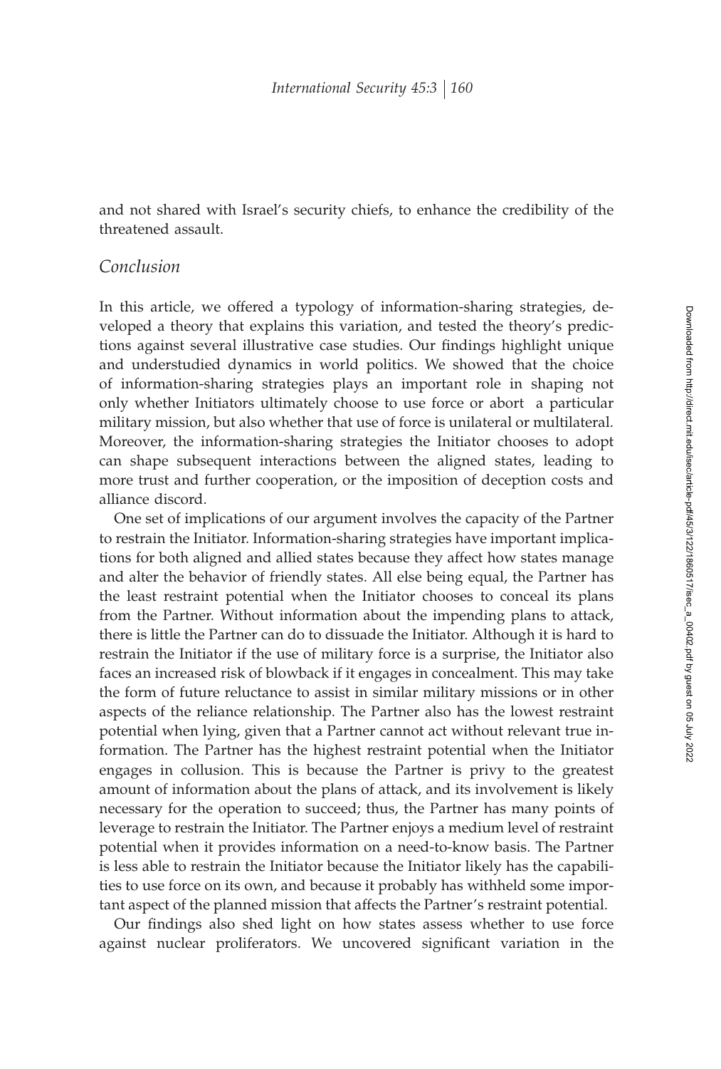and not shared with Israel's security chiefs, to enhance the credibility of the threatened assault.

## Conclusion

In this article, we offered a typology of information-sharing strategies, developed a theory that explains this variation, and tested the theory's predictions against several illustrative case studies. Our findings highlight unique and understudied dynamics in world politics. We showed that the choice of information-sharing strategies plays an important role in shaping not only whether Initiators ultimately choose to use force or abort a particular military mission, but also whether that use of force is unilateral or multilateral. Moreover, the information-sharing strategies the Initiator chooses to adopt can shape subsequent interactions between the aligned states, leading to more trust and further cooperation, or the imposition of deception costs and alliance discord.

One set of implications of our argument involves the capacity of the Partner to restrain the Initiator. Information-sharing strategies have important implications for both aligned and allied states because they affect how states manage and alter the behavior of friendly states. All else being equal, the Partner has the least restraint potential when the Initiator chooses to conceal its plans from the Partner. Without information about the impending plans to attack, there is little the Partner can do to dissuade the Initiator. Although it is hard to restrain the Initiator if the use of military force is a surprise, the Initiator also faces an increased risk of blowback if it engages in concealment. This may take the form of future reluctance to assist in similar military missions or in other aspects of the reliance relationship. The Partner also has the lowest restraint potential when lying, given that a Partner cannot act without relevant true information. The Partner has the highest restraint potential when the Initiator engages in collusion. This is because the Partner is privy to the greatest amount of information about the plans of attack, and its involvement is likely necessary for the operation to succeed; thus, the Partner has many points of leverage to restrain the Initiator. The Partner enjoys a medium level of restraint potential when it provides information on a need-to-know basis. The Partner is less able to restrain the Initiator because the Initiator likely has the capabilities to use force on its own, and because it probably has withheld some important aspect of the planned mission that affects the Partner's restraint potential.

Our findings also shed light on how states assess whether to use force against nuclear proliferators. We uncovered significant variation in the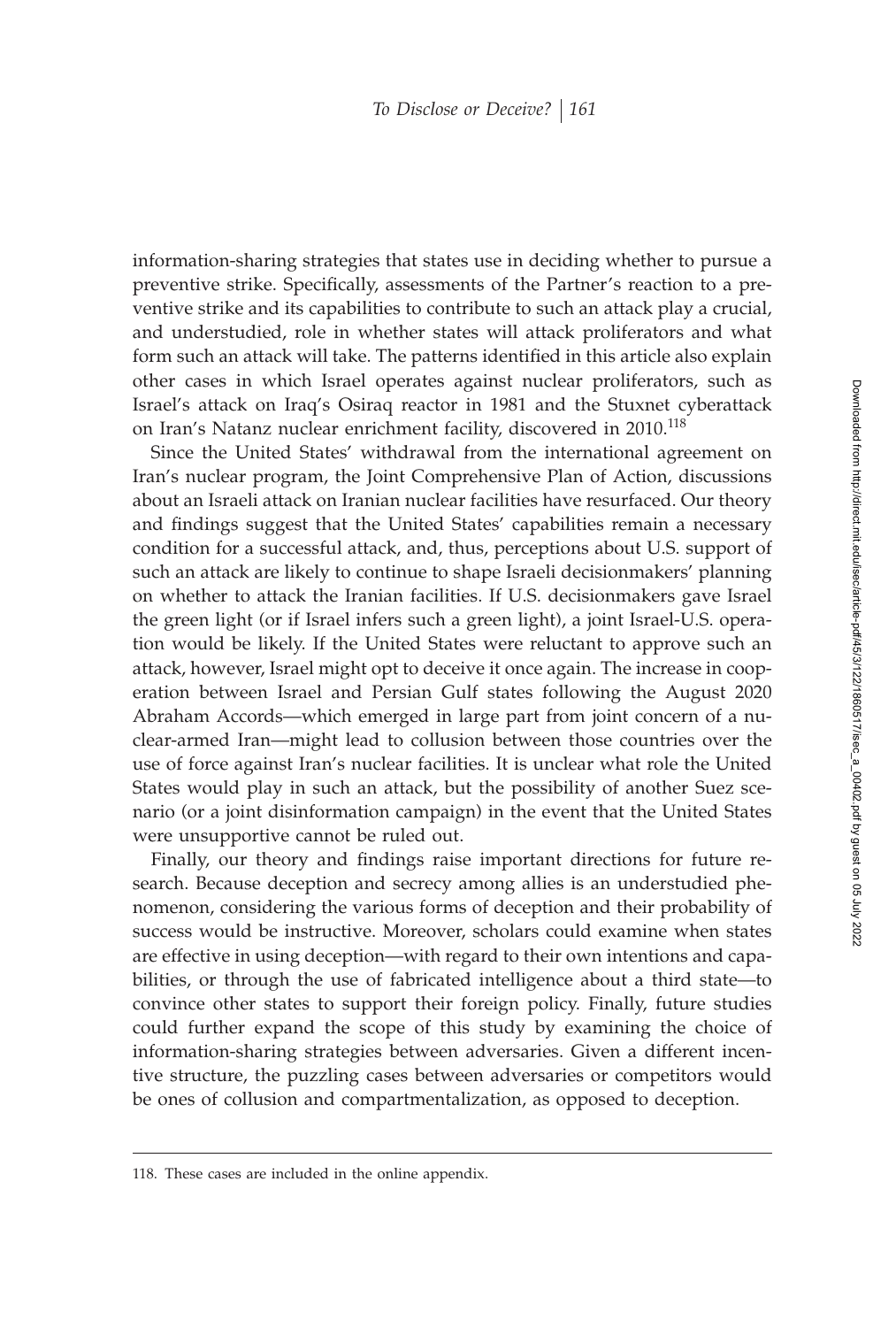information-sharing strategies that states use in deciding whether to pursue a preventive strike. Specifically, assessments of the Partner's reaction to a preventive strike and its capabilities to contribute to such an attack play a crucial, and understudied, role in whether states will attack proliferators and what form such an attack will take. The patterns identified in this article also explain other cases in which Israel operates against nuclear proliferators, such as Israel's attack on Iraq's Osiraq reactor in 1981 and the Stuxnet cyberattack on Iran's Natanz nuclear enrichment facility, discovered in 2010.[118]

Since the United States' withdrawal from the international agreement on Iran's nuclear program, the Joint Comprehensive Plan of Action, discussions about an Israeli attack on Iranian nuclear facilities have resurfaced. Our theory and findings suggest that the United States' capabilities remain a necessary condition for a successful attack, and, thus, perceptions about U.S. support of such an attack are likely to continue to shape Israeli decisionmakers' planning on whether to attack the Iranian facilities. If U.S. decisionmakers gave Israel the green light (or if Israel infers such a green light), a joint Israel-U.S. operation would be likely. If the United States were reluctant to approve such an attack, however, Israel might opt to deceive it once again. The increase in cooperation between Israel and Persian Gulf states following the August 2020 Abraham Accords—which emerged in large part from joint concern of a nuclear-armed Iran—might lead to collusion between those countries over the use of force against Iran's nuclear facilities. It is unclear what role the United States would play in such an attack, but the possibility of another Suez scenario (or a joint disinformation campaign) in the event that the United States were unsupportive cannot be ruled out.

Finally, our theory and findings raise important directions for future research. Because deception and secrecy among allies is an understudied phenomenon, considering the various forms of deception and their probability of success would be instructive. Moreover, scholars could examine when states are effective in using deception—with regard to their own intentions and capabilities, or through the use of fabricated intelligence about a third state—to convince other states to support their foreign policy. Finally, future studies could further expand the scope of this study by examining the choice of information-sharing strategies between adversaries. Given a different incentive structure, the puzzling cases between adversaries or competitors would be ones of collusion and compartmentalization, as opposed to deception.

118. These cases are included in the online appendix.